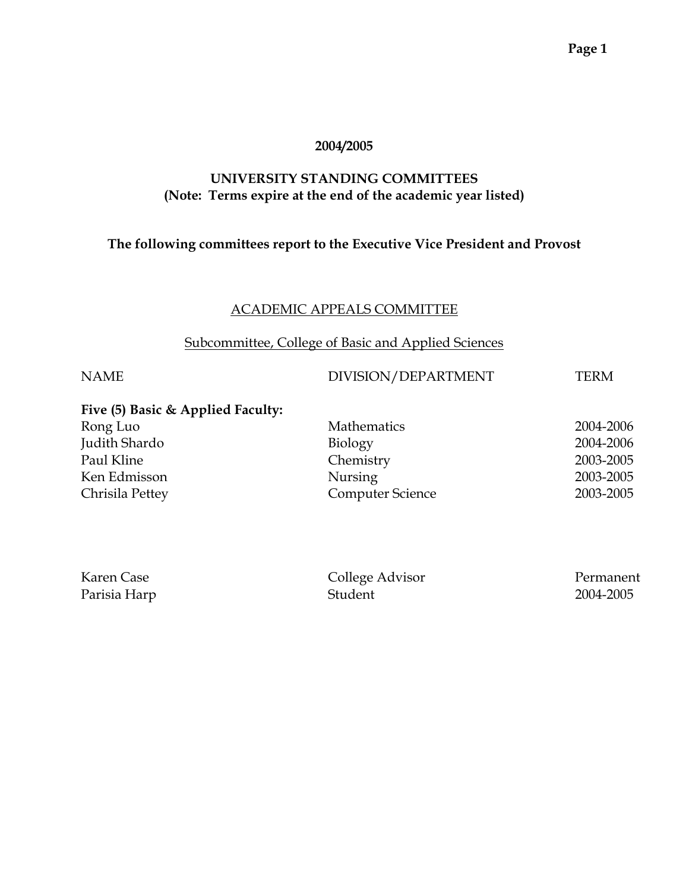**2004/2005**

## UNIVERSITY STANDING COMMITTEES
**(Note: Terms expire at the end of the academic year listed)**

**The following committees report to the Executive Vice President and Provost**

### ACADEMIC APPEALS COMMITTEE

#### Subcommittee, College of Basic and Applied Sciences

| NAME | DIVISION/DEPARTMENT | TERM |
|---|---|---|
| **Five (5) Basic & Applied Faculty:** | | |
| Rong Luo | Mathematics | 2004-2006 |
| Judith Shardo | Biology | 2004-2006 |
| Paul Kline | Chemistry | 2003-2005 |
| Ken Edmisson | Nursing | 2003-2005 |
| Chrisila Pettey | Computer Science | 2003-2005 |
| | | |
| Karen Case | College Advisor | Permanent |
| Parisia Harp | Student | 2004-2005 |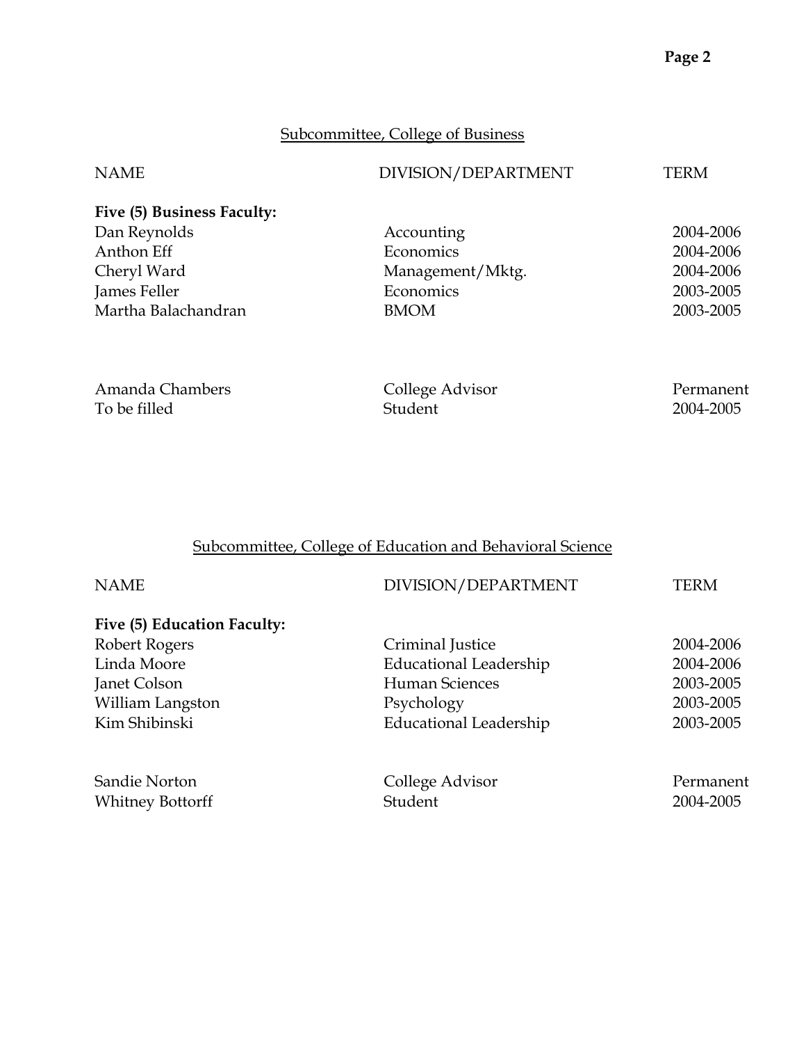## Subcommittee, College of Business

| NAME | DIVISION/DEPARTMENT | TERM |
|---|---|---|
| **Five (5) Business Faculty:** | | |
| Dan Reynolds | Accounting | 2004-2006 |
| Anthon Eff | Economics | 2004-2006 |
| Cheryl Ward | Management/Mktg. | 2004-2006 |
| James Feller | Economics | 2003-2005 |
| Martha Balachandran | BMOM | 2003-2005 |
| | | |
| Amanda Chambers | College Advisor | Permanent |
| To be filled | Student | 2004-2005 |

## Subcommittee, College of Education and Behavioral Science

| NAME | DIVISION/DEPARTMENT | TERM |
|---|---|---|
| **Five (5) Education Faculty:** | | |
| Robert Rogers | Criminal Justice | 2004-2006 |
| Linda Moore | Educational Leadership | 2004-2006 |
| Janet Colson | Human Sciences | 2003-2005 |
| William Langston | Psychology | 2003-2005 |
| Kim Shibinski | Educational Leadership | 2003-2005 |
| | | |
| Sandie Norton | College Advisor | Permanent |
| Whitney Bottorff | Student | 2004-2005 |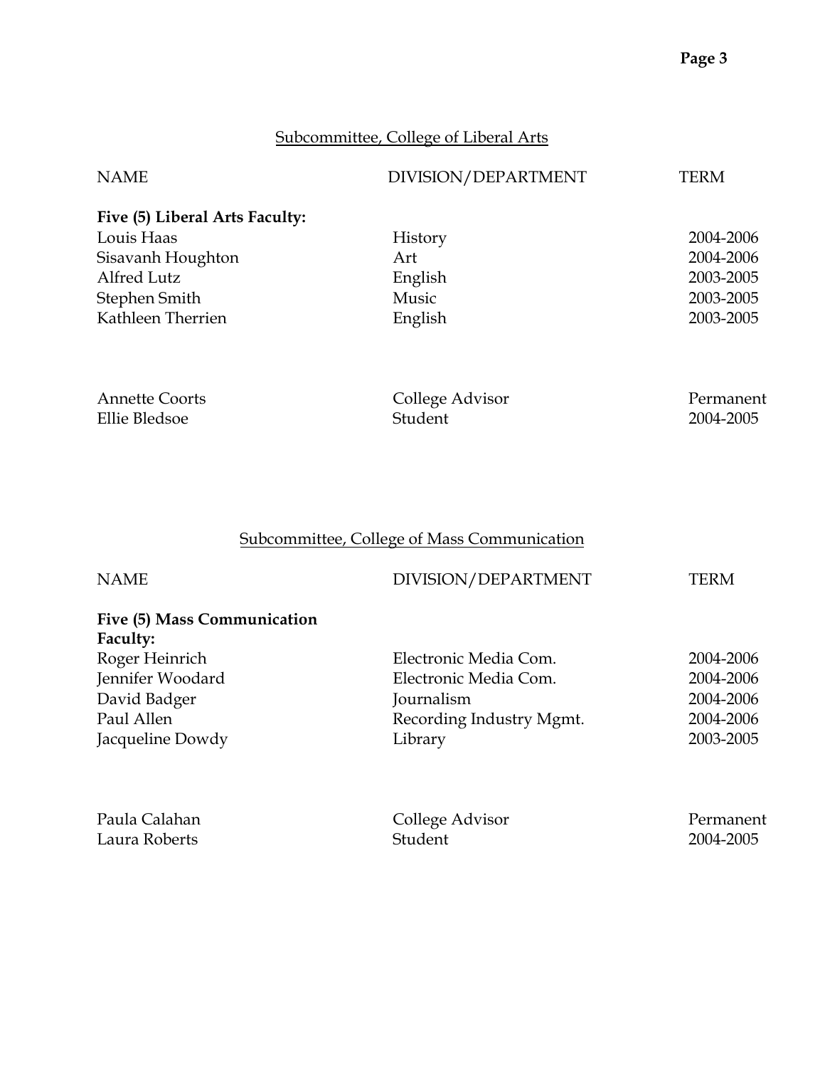## Subcommittee, College of Liberal Arts

| NAME | DIVISION/DEPARTMENT | TERM |
|---|---|---|
| **Five (5) Liberal Arts Faculty:** | | |
| Louis Haas | History | 2004-2006 |
| Sisavanh Houghton | Art | 2004-2006 |
| Alfred Lutz | English | 2003-2005 |
| Stephen Smith | Music | 2003-2005 |
| Kathleen Therrien | English | 2003-2005 |
| | | |
| Annette Coorts | College Advisor | Permanent |
| Ellie Bledsoe | Student | 2004-2005 |

## Subcommittee, College of Mass Communication

| NAME | DIVISION/DEPARTMENT | TERM |
|---|---|---|
| **Five (5) Mass Communication Faculty:** | | |
| Roger Heinrich | Electronic Media Com. | 2004-2006 |
| Jennifer Woodard | Electronic Media Com. | 2004-2006 |
| David Badger | Journalism | 2004-2006 |
| Paul Allen | Recording Industry Mgmt. | 2004-2006 |
| Jacqueline Dowdy | Library | 2003-2005 |
| | | |
| Paula Calahan | College Advisor | Permanent |
| Laura Roberts | Student | 2004-2005 |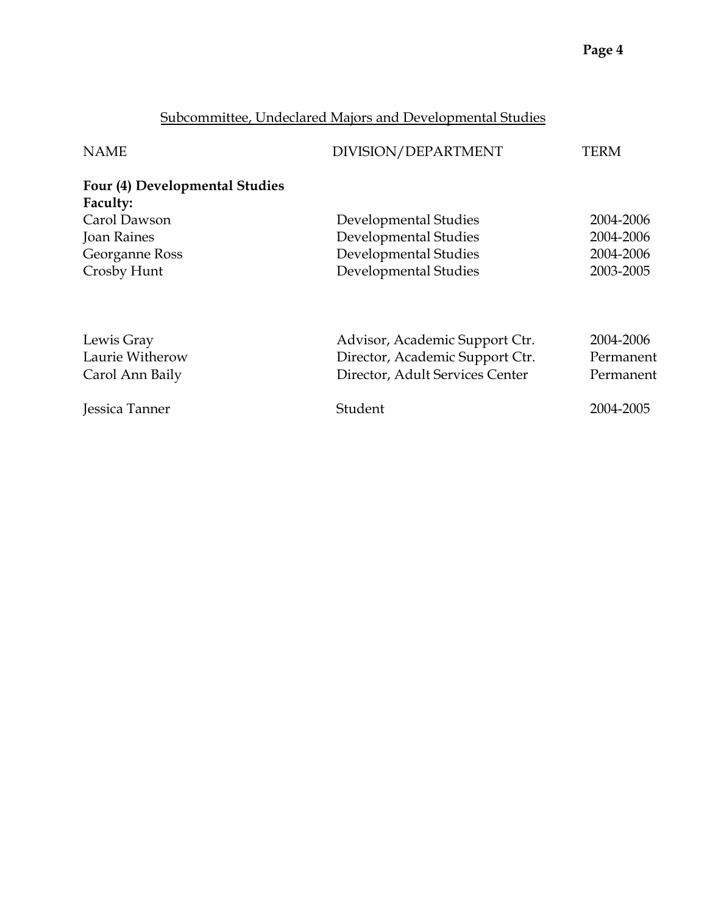## Subcommittee, Undeclared Majors and Developmental Studies

| NAME | DIVISION/DEPARTMENT | TERM |
|---|---|---|
| **Four (4) Developmental Studies Faculty:** | | |
| Carol Dawson | Developmental Studies | 2004-2006 |
| Joan Raines | Developmental Studies | 2004-2006 |
| Georganne Ross | Developmental Studies | 2004-2006 |
| Crosby Hunt | Developmental Studies | 2003-2005 |
| | | |
| Lewis Gray | Advisor, Academic Support Ctr. | 2004-2006 |
| Laurie Witherow | Director, Academic Support Ctr. | Permanent |
| Carol Ann Baily | Director, Adult Services Center | Permanent |
| | | |
| Jessica Tanner | Student | 2004-2005 |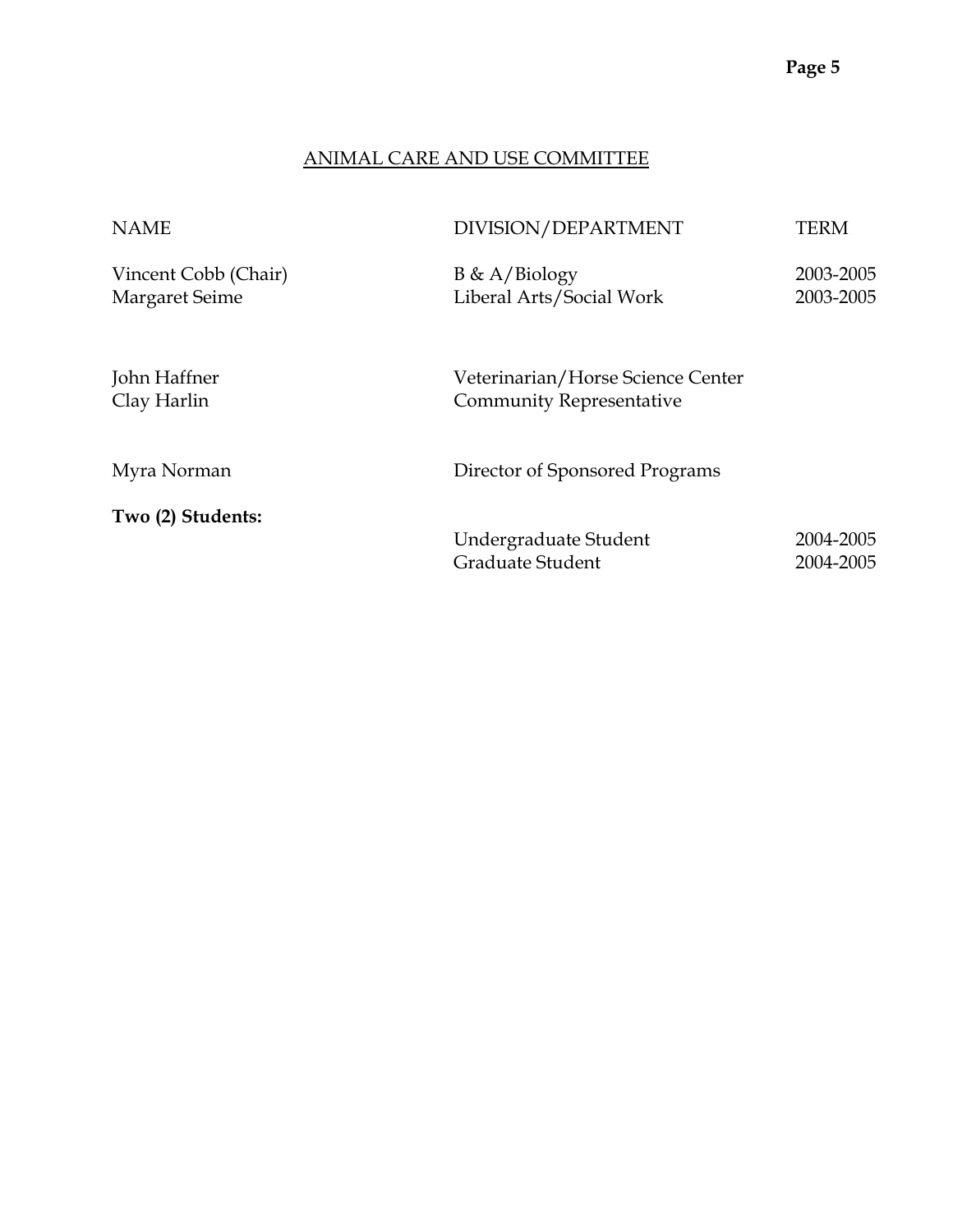## ANIMAL CARE AND USE COMMITTEE

| NAME | DIVISION/DEPARTMENT | TERM |
|---|---|---|
| Vincent Cobb (Chair) | B & A/Biology | 2003-2005 |
| Margaret Seime | Liberal Arts/Social Work | 2003-2005 |
| John Haffner | Veterinarian/Horse Science Center | |
| Clay Harlin | Community Representative | |
| Myra Norman | Director of Sponsored Programs | |
| **Two (2) Students:** | | |
| | Undergraduate Student | 2004-2005 |
| | Graduate Student | 2004-2005 |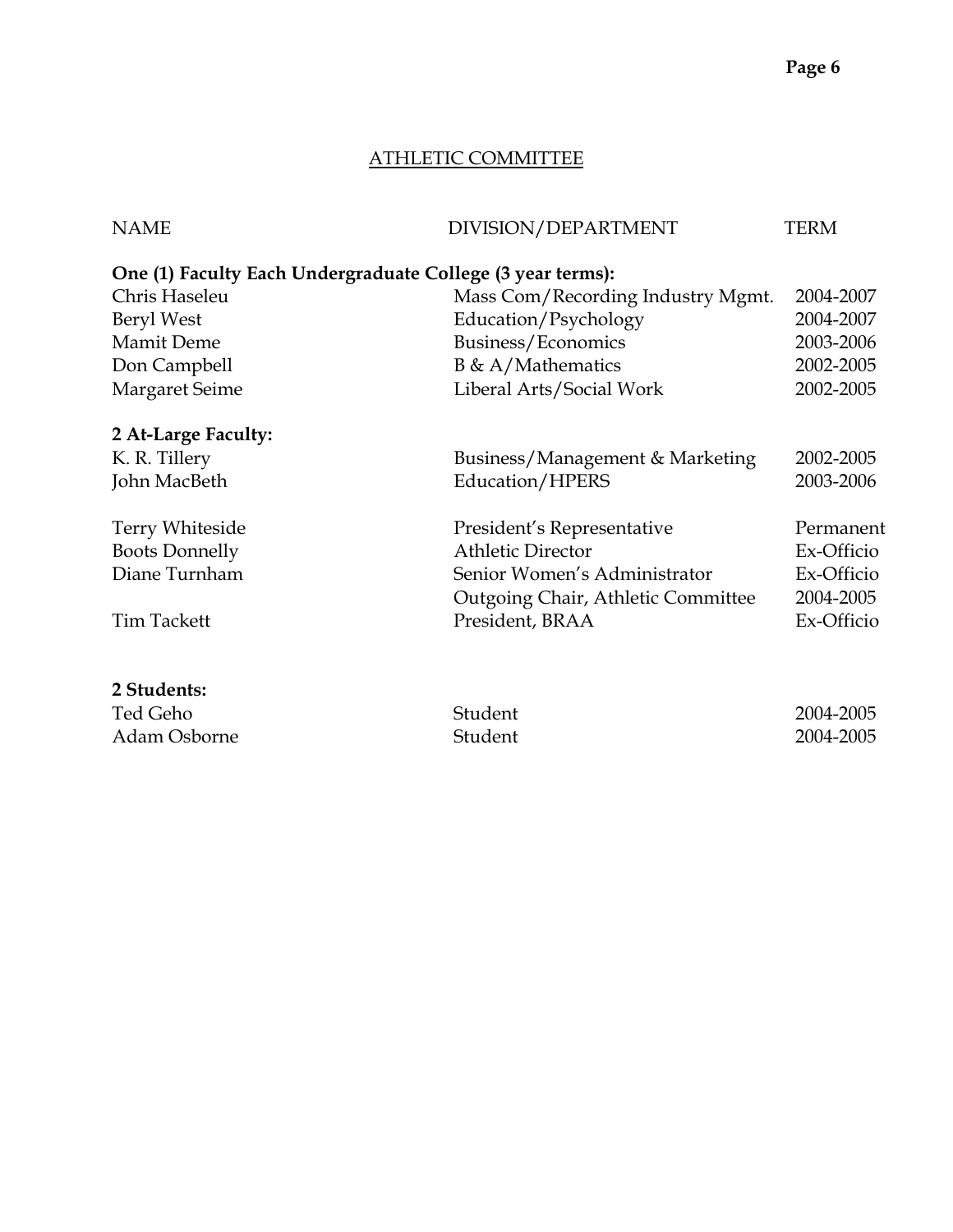## ATHLETIC COMMITTEE

| NAME | DIVISION/DEPARTMENT | TERM |
|---|---|---|
| **One (1) Faculty Each Undergraduate College (3 year terms):** | | |
| Chris Haseleu | Mass Com/Recording Industry Mgmt. | 2004-2007 |
| Beryl West | Education/Psychology | 2004-2007 |
| Mamit Deme | Business/Economics | 2003-2006 |
| Don Campbell | B & A/Mathematics | 2002-2005 |
| Margaret Seime | Liberal Arts/Social Work | 2002-2005 |
| **2 At-Large Faculty:** | | |
| K. R. Tillery | Business/Management & Marketing | 2002-2005 |
| John MacBeth | Education/HPERS | 2003-2006 |
| Terry Whiteside | President's Representative | Permanent |
| Boots Donnelly | Athletic Director | Ex-Officio |
| Diane Turnham | Senior Women's Administrator | Ex-Officio |
| | Outgoing Chair, Athletic Committee | 2004-2005 |
| Tim Tackett | President, BRAA | Ex-Officio |
| **2 Students:** | | |
| Ted Geho | Student | 2004-2005 |
| Adam Osborne | Student | 2004-2005 |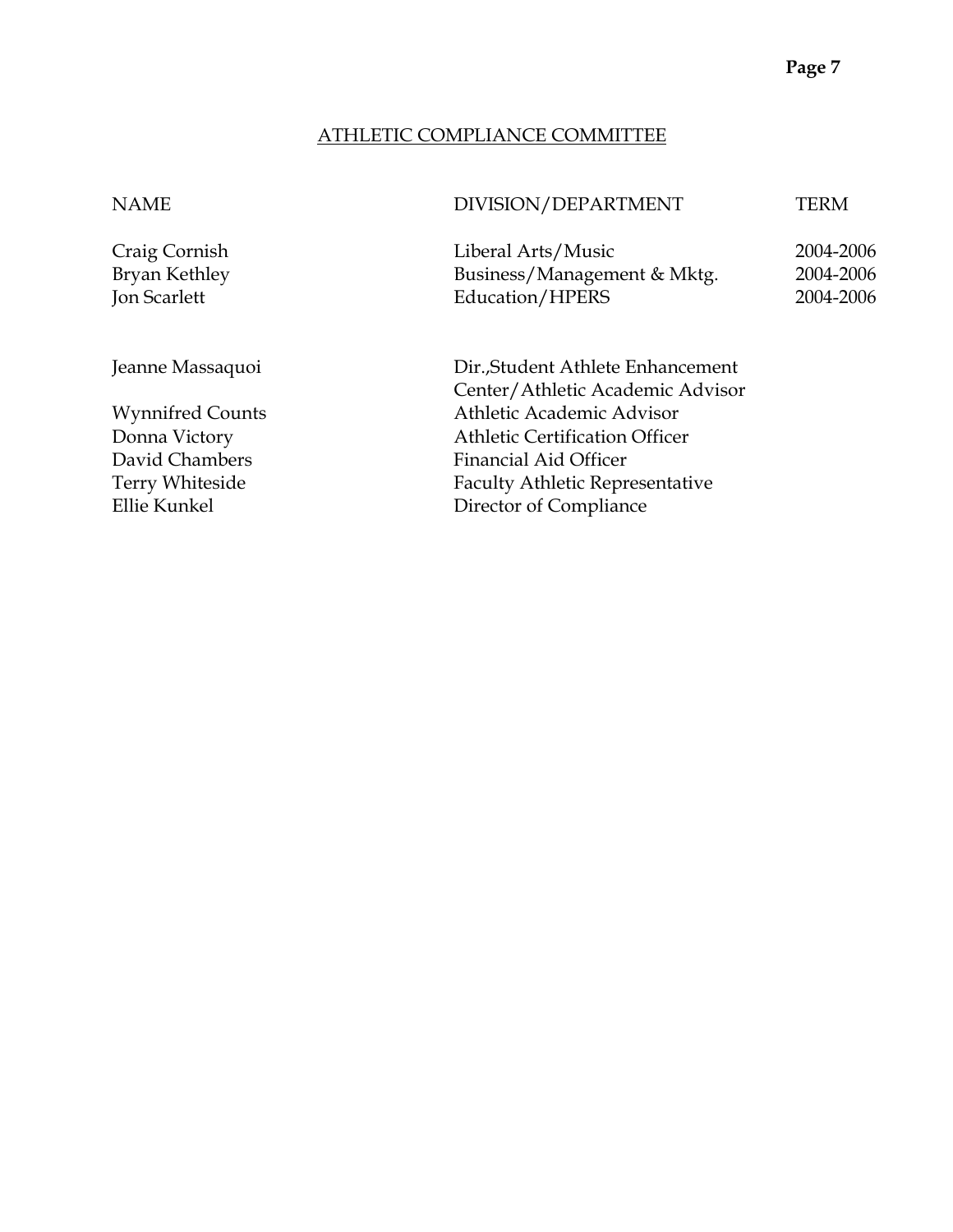## ATHLETIC COMPLIANCE COMMITTEE

| NAME | DIVISION/DEPARTMENT | TERM |
| --- | --- | --- |
| Craig Cornish | Liberal Arts/Music | 2004-2006 |
| Bryan Kethley | Business/Management & Mktg. | 2004-2006 |
| Jon Scarlett | Education/HPERS | 2004-2006 |
| Jeanne Massaquoi | Dir.,Student Athlete Enhancement Center/Athletic Academic Advisor | |
| Wynnifred Counts | Athletic Academic Advisor | |
| Donna Victory | Athletic Certification Officer | |
| David Chambers | Financial Aid Officer | |
| Terry Whiteside | Faculty Athletic Representative | |
| Ellie Kunkel | Director of Compliance | |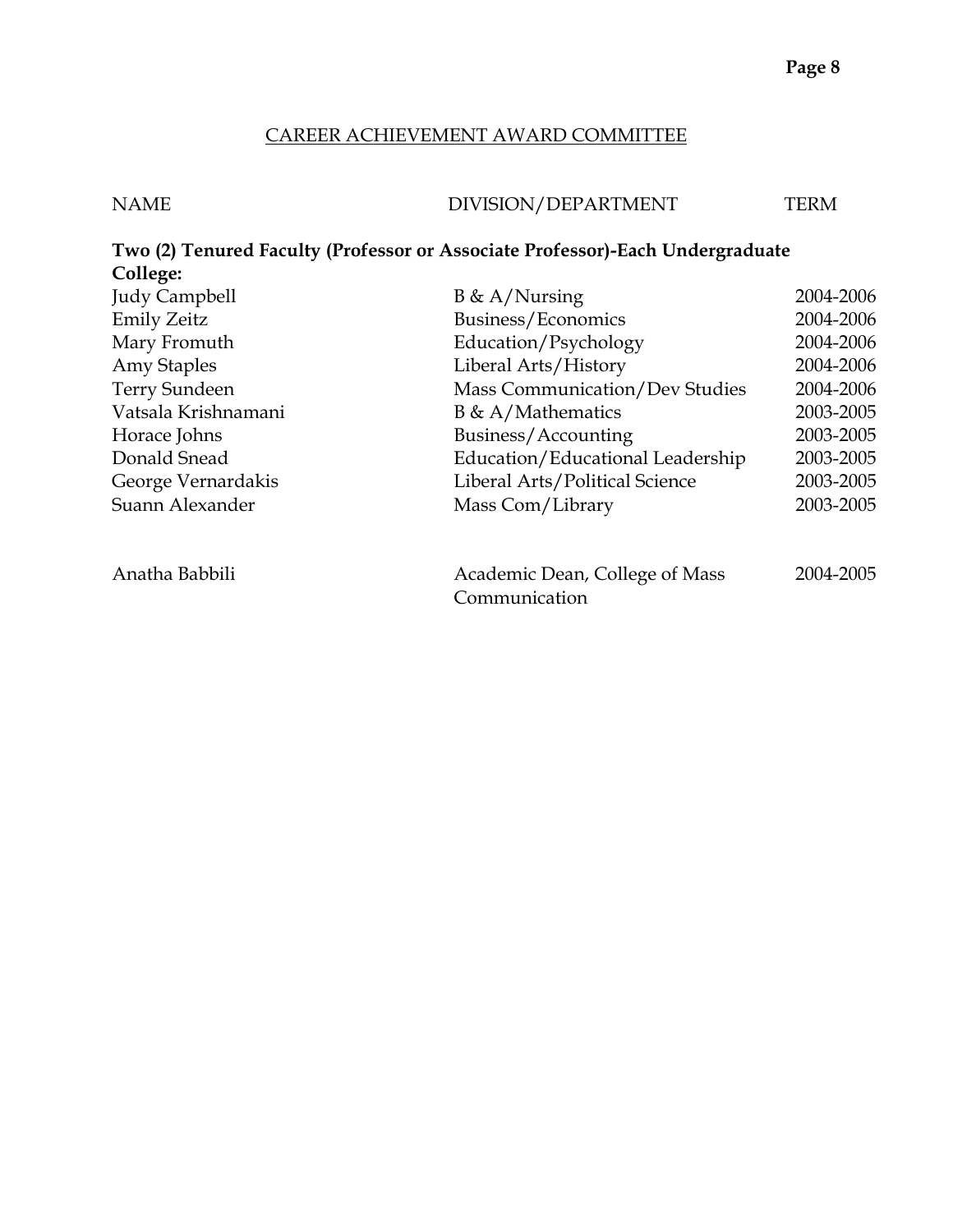## CAREER ACHIEVEMENT AWARD COMMITTEE

| NAME | DIVISION/DEPARTMENT | TERM |
|---|---|---|
| **Two (2) Tenured Faculty (Professor or Associate Professor)-Each Undergraduate College:** | | |
| Judy Campbell | B & A/Nursing | 2004-2006 |
| Emily Zeitz | Business/Economics | 2004-2006 |
| Mary Fromuth | Education/Psychology | 2004-2006 |
| Amy Staples | Liberal Arts/History | 2004-2006 |
| Terry Sundeen | Mass Communication/Dev Studies | 2004-2006 |
| Vatsala Krishnamani | B & A/Mathematics | 2003-2005 |
| Horace Johns | Business/Accounting | 2003-2005 |
| Donald Snead | Education/Educational Leadership | 2003-2005 |
| George Vernardakis | Liberal Arts/Political Science | 2003-2005 |
| Suann Alexander | Mass Com/Library | 2003-2005 |
| Anatha Babbili | Academic Dean, College of Mass Communication | 2004-2005 |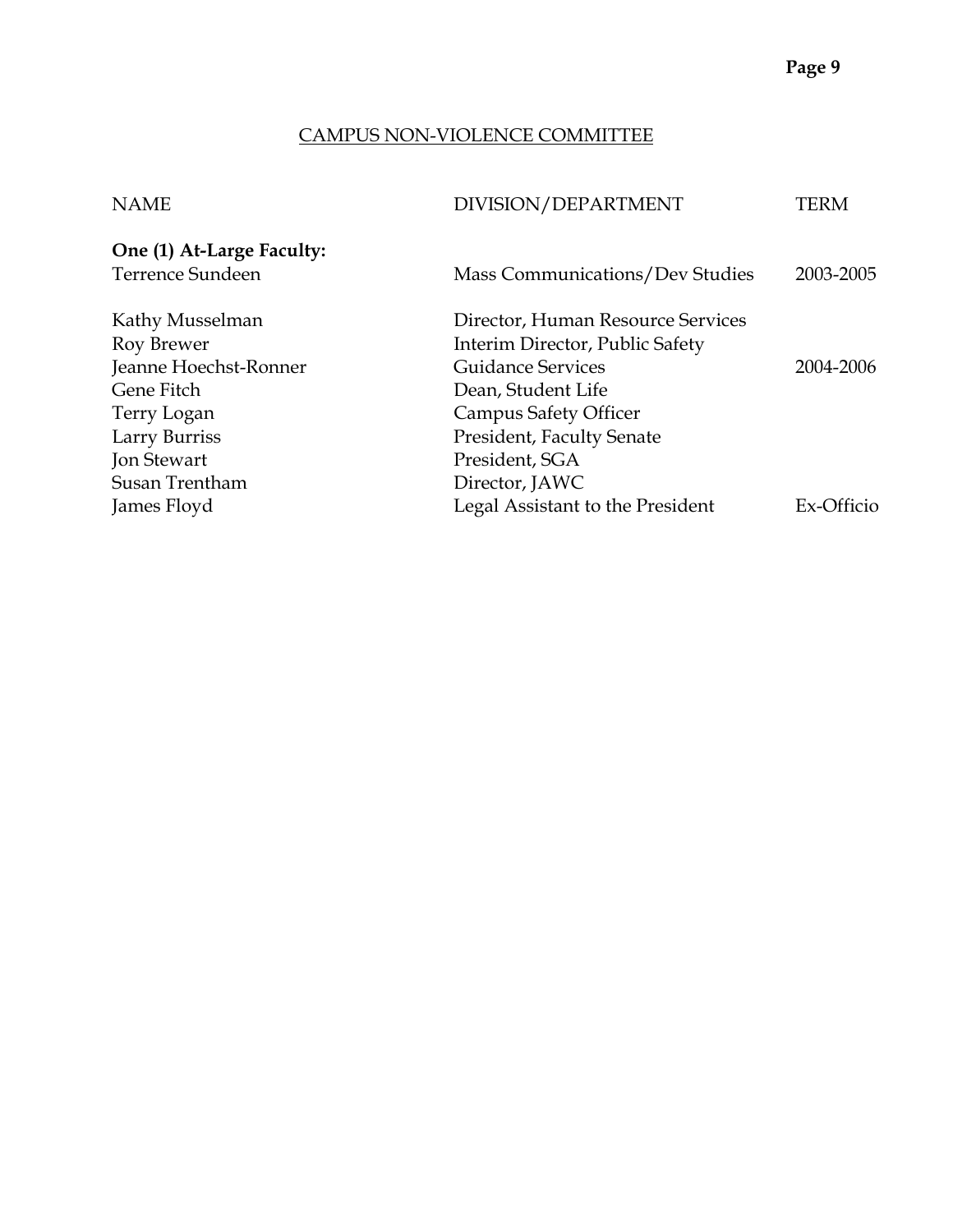## CAMPUS NON-VIOLENCE COMMITTEE

| NAME | DIVISION/DEPARTMENT | TERM |
|---|---|---|
| **One (1) At-Large Faculty:** | | |
| Terrence Sundeen | Mass Communications/Dev Studies | 2003-2005 |
| Kathy Musselman | Director, Human Resource Services | |
| Roy Brewer | Interim Director, Public Safety | |
| Jeanne Hoechst-Ronner | Guidance Services | 2004-2006 |
| Gene Fitch | Dean, Student Life | |
| Terry Logan | Campus Safety Officer | |
| Larry Burriss | President, Faculty Senate | |
| Jon Stewart | President, SGA | |
| Susan Trentham | Director, JAWC | |
| James Floyd | Legal Assistant to the President | Ex-Officio |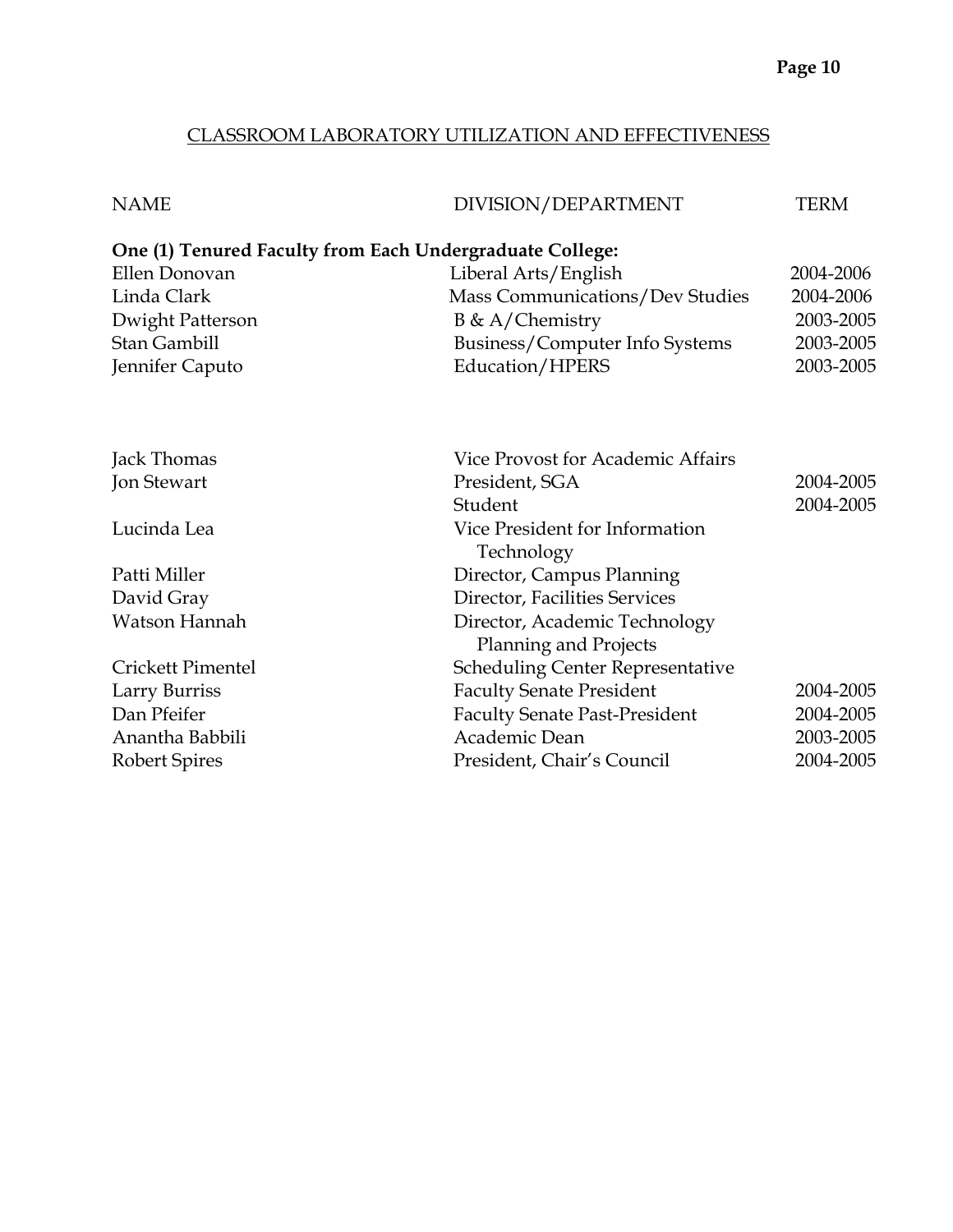## CLASSROOM LABORATORY UTILIZATION AND EFFECTIVENESS

| NAME | DIVISION/DEPARTMENT | TERM |
|---|---|---|
| **One (1) Tenured Faculty from Each Undergraduate College:** | | |
| Ellen Donovan | Liberal Arts/English | 2004-2006 |
| Linda Clark | Mass Communications/Dev Studies | 2004-2006 |
| Dwight Patterson | B & A/Chemistry | 2003-2005 |
| Stan Gambill | Business/Computer Info Systems | 2003-2005 |
| Jennifer Caputo | Education/HPERS | 2003-2005 |
| | | |
| Jack Thomas | Vice Provost for Academic Affairs | |
| Jon Stewart | President, SGA | 2004-2005 |
| | Student | 2004-2005 |
| Lucinda Lea | Vice President for Information Technology | |
| Patti Miller | Director, Campus Planning | |
| David Gray | Director, Facilities Services | |
| Watson Hannah | Director, Academic Technology Planning and Projects | |
| Crickett Pimentel | Scheduling Center Representative | |
| Larry Burriss | Faculty Senate President | 2004-2005 |
| Dan Pfeifer | Faculty Senate Past-President | 2004-2005 |
| Anantha Babbili | Academic Dean | 2003-2005 |
| Robert Spires | President, Chair's Council | 2004-2005 |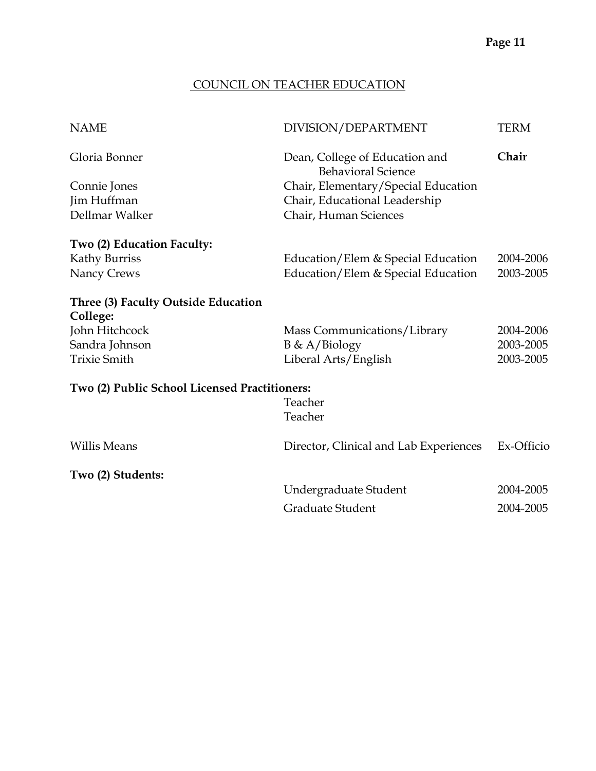## COUNCIL ON TEACHER EDUCATION

| NAME | DIVISION/DEPARTMENT | TERM |
|---|---|---|
| Gloria Bonner | Dean, College of Education and Behavioral Science | **Chair** |
| Connie Jones | Chair, Elementary/Special Education | |
| Jim Huffman | Chair, Educational Leadership | |
| Dellmar Walker | Chair, Human Sciences | |
| **Two (2) Education Faculty:** | | |
| Kathy Burriss | Education/Elem & Special Education | 2004-2006 |
| Nancy Crews | Education/Elem & Special Education | 2003-2005 |
| **Three (3) Faculty Outside Education College:** | | |
| John Hitchcock | Mass Communications/Library | 2004-2006 |
| Sandra Johnson | B & A/Biology | 2003-2005 |
| Trixie Smith | Liberal Arts/English | 2003-2005 |
| **Two (2) Public School Licensed Practitioners:** | | |
| | Teacher | |
| | Teacher | |
| Willis Means | Director, Clinical and Lab Experiences | Ex-Officio |
| **Two (2) Students:** | | |
| | Undergraduate Student | 2004-2005 |
| | Graduate Student | 2004-2005 |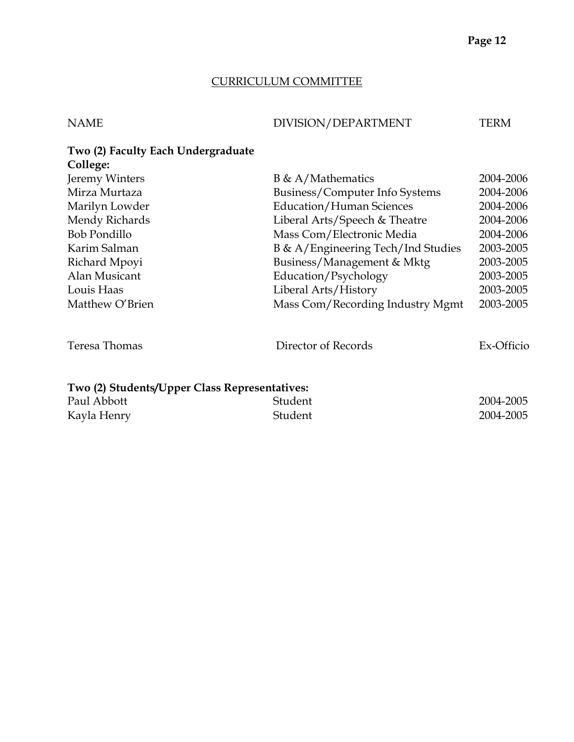## CURRICULUM COMMITTEE

| NAME | DIVISION/DEPARTMENT | TERM |
|---|---|---|
| **Two (2) Faculty Each Undergraduate College:** | | |
| Jeremy Winters | B & A/Mathematics | 2004-2006 |
| Mirza Murtaza | Business/Computer Info Systems | 2004-2006 |
| Marilyn Lowder | Education/Human Sciences | 2004-2006 |
| Mendy Richards | Liberal Arts/Speech & Theatre | 2004-2006 |
| Bob Pondillo | Mass Com/Electronic Media | 2004-2006 |
| Karim Salman | B & A/Engineering Tech/Ind Studies | 2003-2005 |
| Richard Mpoyi | Business/Management & Mktg | 2003-2005 |
| Alan Musicant | Education/Psychology | 2003-2005 |
| Louis Haas | Liberal Arts/History | 2003-2005 |
| Matthew O'Brien | Mass Com/Recording Industry Mgmt | 2003-2005 |
| Teresa Thomas | Director of Records | Ex-Officio |
| **Two (2) Students/Upper Class Representatives:** | | |
| Paul Abbott | Student | 2004-2005 |
| Kayla Henry | Student | 2004-2005 |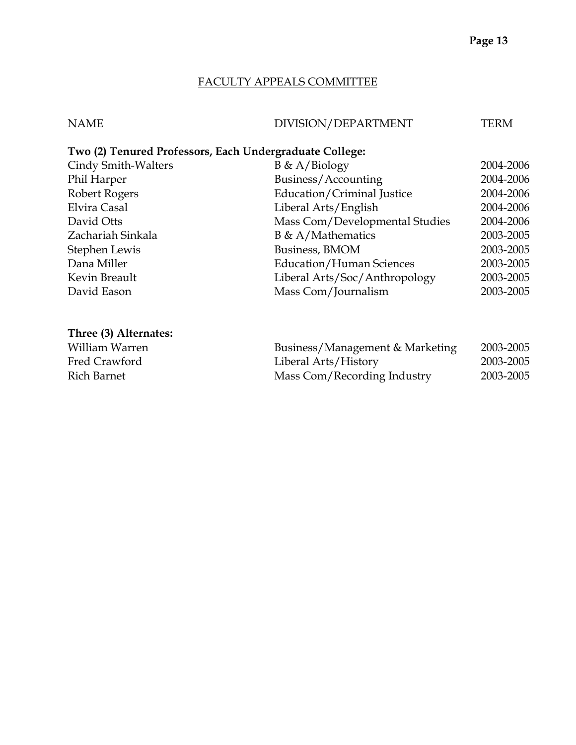## FACULTY APPEALS COMMITTEE

| NAME | DIVISION/DEPARTMENT | TERM |
|---|---|---|
| **Two (2) Tenured Professors, Each Undergraduate College:** | | |
| Cindy Smith-Walters | B & A/Biology | 2004-2006 |
| Phil Harper | Business/Accounting | 2004-2006 |
| Robert Rogers | Education/Criminal Justice | 2004-2006 |
| Elvira Casal | Liberal Arts/English | 2004-2006 |
| David Otts | Mass Com/Developmental Studies | 2004-2006 |
| Zachariah Sinkala | B & A/Mathematics | 2003-2005 |
| Stephen Lewis | Business, BMOM | 2003-2005 |
| Dana Miller | Education/Human Sciences | 2003-2005 |
| Kevin Breault | Liberal Arts/Soc/Anthropology | 2003-2005 |
| David Eason | Mass Com/Journalism | 2003-2005 |
| **Three (3) Alternates:** | | |
| William Warren | Business/Management & Marketing | 2003-2005 |
| Fred Crawford | Liberal Arts/History | 2003-2005 |
| Rich Barnet | Mass Com/Recording Industry | 2003-2005 |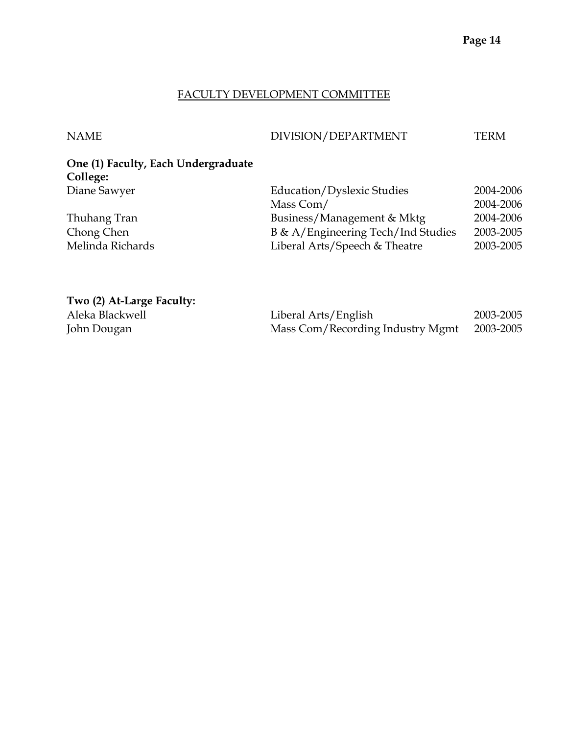# FACULTY DEVELOPMENT COMMITTEE

| NAME | DIVISION/DEPARTMENT | TERM |
|---|---|---|
| **One (1) Faculty, Each Undergraduate College:** | | |
| Diane Sawyer | Education/Dyslexic Studies | 2004-2006 |
| | Mass Com/ | 2004-2006 |
| Thuhang Tran | Business/Management & Mktg | 2004-2006 |
| Chong Chen | B & A/Engineering Tech/Ind Studies | 2003-2005 |
| Melinda Richards | Liberal Arts/Speech & Theatre | 2003-2005 |
| **Two (2) At-Large Faculty:** | | |
| Aleka Blackwell | Liberal Arts/English | 2003-2005 |
| John Dougan | Mass Com/Recording Industry Mgmt | 2003-2005 |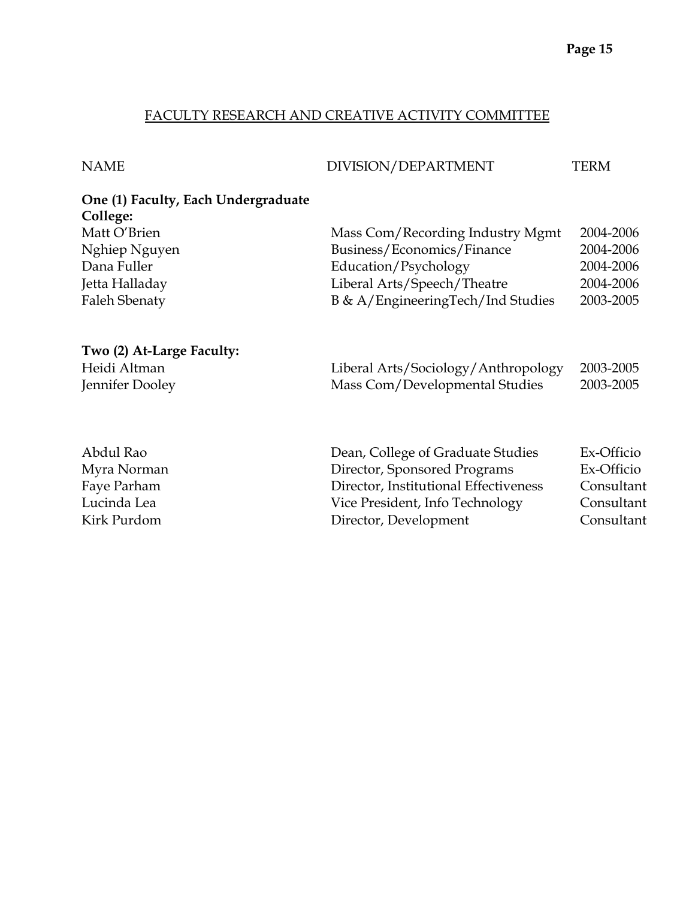## FACULTY RESEARCH AND CREATIVE ACTIVITY COMMITTEE

| NAME | DIVISION/DEPARTMENT | TERM |
|---|---|---|
| **One (1) Faculty, Each Undergraduate College:** | | |
| Matt O'Brien | Mass Com/Recording Industry Mgmt | 2004-2006 |
| Nghiep Nguyen | Business/Economics/Finance | 2004-2006 |
| Dana Fuller | Education/Psychology | 2004-2006 |
| Jetta Halladay | Liberal Arts/Speech/Theatre | 2004-2006 |
| Faleh Sbenaty | B & A/EngineeringTech/Ind Studies | 2003-2005 |
| **Two (2) At-Large Faculty:** | | |
| Heidi Altman | Liberal Arts/Sociology/Anthropology | 2003-2005 |
| Jennifer Dooley | Mass Com/Developmental Studies | 2003-2005 |
| Abdul Rao | Dean, College of Graduate Studies | Ex-Officio |
| Myra Norman | Director, Sponsored Programs | Ex-Officio |
| Faye Parham | Director, Institutional Effectiveness | Consultant |
| Lucinda Lea | Vice President, Info Technology | Consultant |
| Kirk Purdom | Director, Development | Consultant |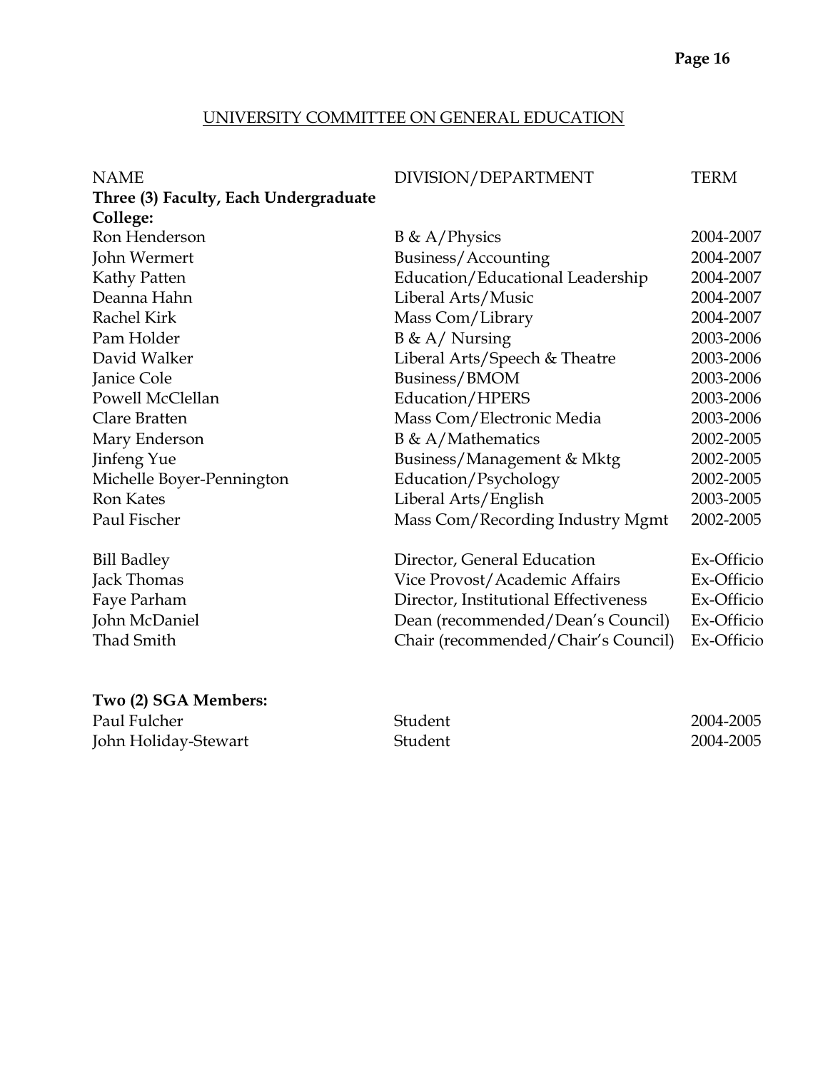## UNIVERSITY COMMITTEE ON GENERAL EDUCATION

| NAME | DIVISION/DEPARTMENT | TERM |
|---|---|---|
| **Three (3) Faculty, Each Undergraduate College:** | | |
| Ron Henderson | B & A/Physics | 2004-2007 |
| John Wermert | Business/Accounting | 2004-2007 |
| Kathy Patten | Education/Educational Leadership | 2004-2007 |
| Deanna Hahn | Liberal Arts/Music | 2004-2007 |
| Rachel Kirk | Mass Com/Library | 2004-2007 |
| Pam Holder | B & A/ Nursing | 2003-2006 |
| David Walker | Liberal Arts/Speech & Theatre | 2003-2006 |
| Janice Cole | Business/BMOM | 2003-2006 |
| Powell McClellan | Education/HPERS | 2003-2006 |
| Clare Bratten | Mass Com/Electronic Media | 2003-2006 |
| Mary Enderson | B & A/Mathematics | 2002-2005 |
| Jinfeng Yue | Business/Management & Mktg | 2002-2005 |
| Michelle Boyer-Pennington | Education/Psychology | 2002-2005 |
| Ron Kates | Liberal Arts/English | 2003-2005 |
| Paul Fischer | Mass Com/Recording Industry Mgmt | 2002-2005 |
| | | |
| Bill Badley | Director, General Education | Ex-Officio |
| Jack Thomas | Vice Provost/Academic Affairs | Ex-Officio |
| Faye Parham | Director, Institutional Effectiveness | Ex-Officio |
| John McDaniel | Dean (recommended/Dean's Council) | Ex-Officio |
| Thad Smith | Chair (recommended/Chair's Council) | Ex-Officio |
| | | |
| **Two (2) SGA Members:** | | |
| Paul Fulcher | Student | 2004-2005 |
| John Holiday-Stewart | Student | 2004-2005 |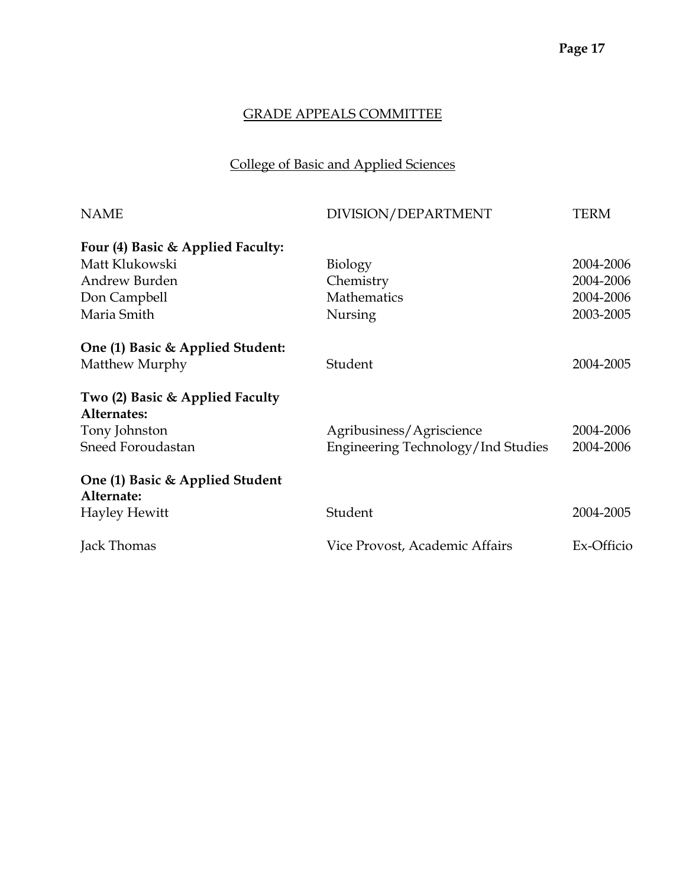## GRADE APPEALS COMMITTEE

### College of Basic and Applied Sciences

| NAME | DIVISION/DEPARTMENT | TERM |
|---|---|---|
| **Four (4) Basic & Applied Faculty:** | | |
| Matt Klukowski | Biology | 2004-2006 |
| Andrew Burden | Chemistry | 2004-2006 |
| Don Campbell | Mathematics | 2004-2006 |
| Maria Smith | Nursing | 2003-2005 |
| **One (1) Basic & Applied Student:** | | |
| Matthew Murphy | Student | 2004-2005 |
| **Two (2) Basic & Applied Faculty Alternates:** | | |
| Tony Johnston | Agribusiness/Agriscience | 2004-2006 |
| Sneed Foroudastan | Engineering Technology/Ind Studies | 2004-2006 |
| **One (1) Basic & Applied Student Alternate:** | | |
| Hayley Hewitt | Student | 2004-2005 |
| Jack Thomas | Vice Provost, Academic Affairs | Ex-Officio |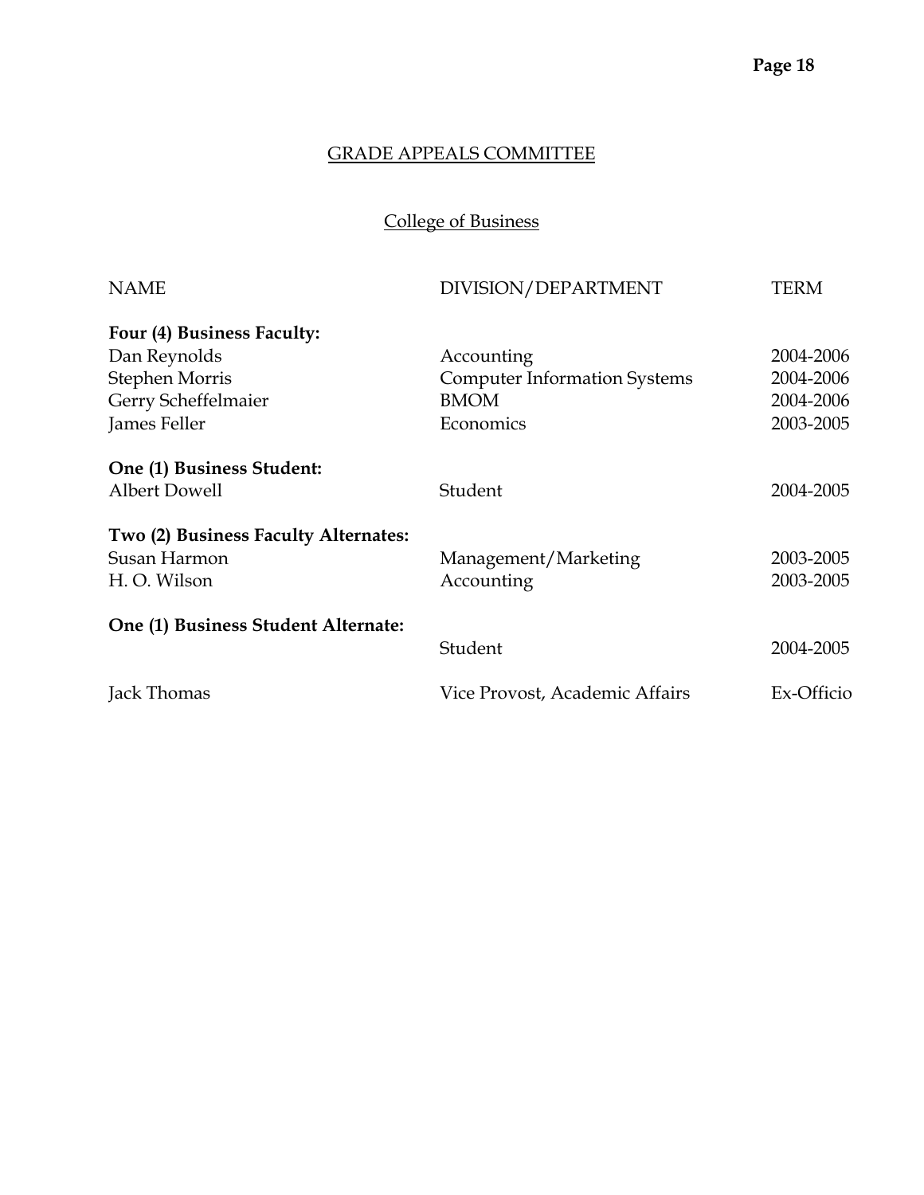# GRADE APPEALS COMMITTEE

## College of Business

| NAME | DIVISION/DEPARTMENT | TERM |
|---|---|---|
| **Four (4) Business Faculty:** | | |
| Dan Reynolds | Accounting | 2004-2006 |
| Stephen Morris | Computer Information Systems | 2004-2006 |
| Gerry Scheffelmaier | BMOM | 2004-2006 |
| James Feller | Economics | 2003-2005 |
| **One (1) Business Student:** | | |
| Albert Dowell | Student | 2004-2005 |
| **Two (2) Business Faculty Alternates:** | | |
| Susan Harmon | Management/Marketing | 2003-2005 |
| H. O. Wilson | Accounting | 2003-2005 |
| **One (1) Business Student Alternate:** | | |
| | Student | 2004-2005 |
| Jack Thomas | Vice Provost, Academic Affairs | Ex-Officio |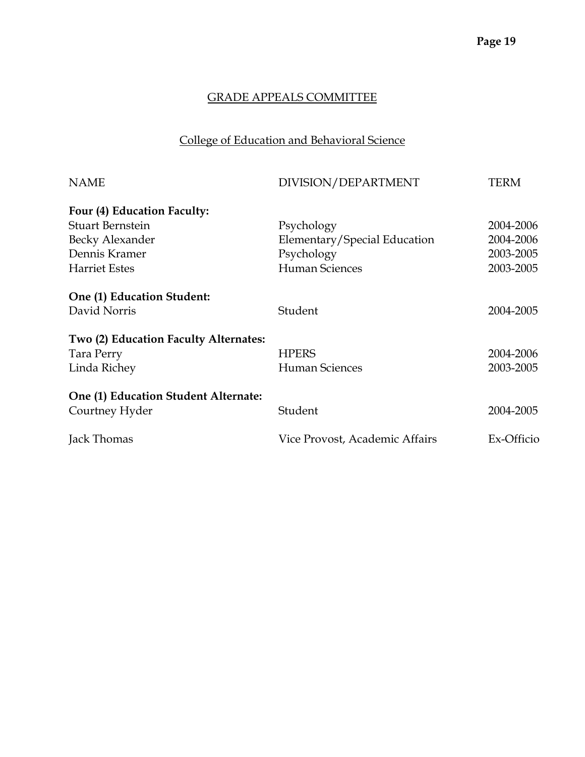## GRADE APPEALS COMMITTEE

### College of Education and Behavioral Science

| NAME | DIVISION/DEPARTMENT | TERM |
|---|---|---|
| **Four (4) Education Faculty:** | | |
| Stuart Bernstein | Psychology | 2004-2006 |
| Becky Alexander | Elementary/Special Education | 2004-2006 |
| Dennis Kramer | Psychology | 2003-2005 |
| Harriet Estes | Human Sciences | 2003-2005 |
| **One (1) Education Student:** | | |
| David Norris | Student | 2004-2005 |
| **Two (2) Education Faculty Alternates:** | | |
| Tara Perry | HPERS | 2004-2006 |
| Linda Richey | Human Sciences | 2003-2005 |
| **One (1) Education Student Alternate:** | | |
| Courtney Hyder | Student | 2004-2005 |
| Jack Thomas | Vice Provost, Academic Affairs | Ex-Officio |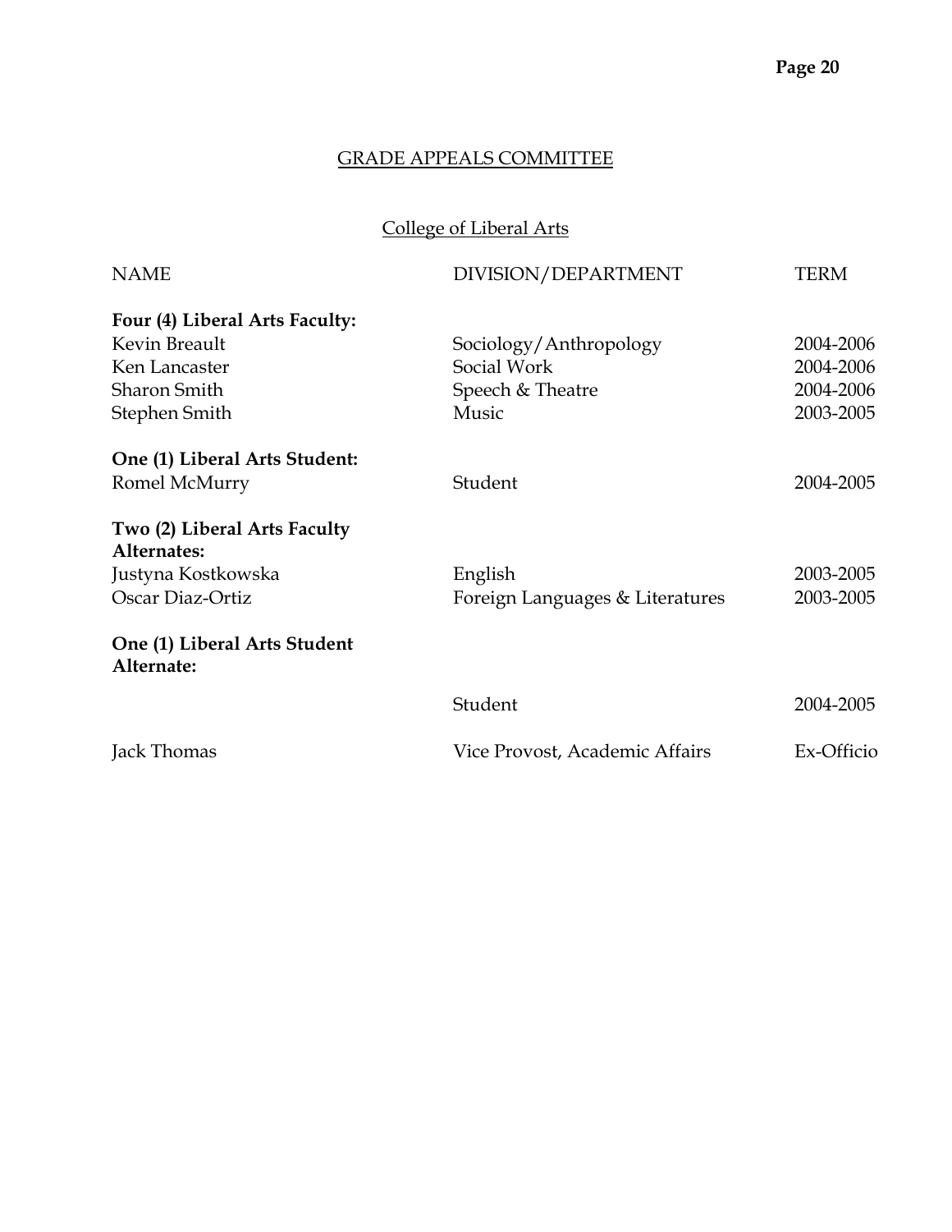## GRADE APPEALS COMMITTEE

### College of Liberal Arts

| NAME | DIVISION/DEPARTMENT | TERM |
|---|---|---|
| **Four (4) Liberal Arts Faculty:** | | |
| Kevin Breault | Sociology/Anthropology | 2004-2006 |
| Ken Lancaster | Social Work | 2004-2006 |
| Sharon Smith | Speech & Theatre | 2004-2006 |
| Stephen Smith | Music | 2003-2005 |
| **One (1) Liberal Arts Student:** | | |
| Romel McMurry | Student | 2004-2005 |
| **Two (2) Liberal Arts Faculty Alternates:** | | |
| Justyna Kostkowska | English | 2003-2005 |
| Oscar Diaz-Ortiz | Foreign Languages & Literatures | 2003-2005 |
| **One (1) Liberal Arts Student Alternate:** | | |
| | Student | 2004-2005 |
| Jack Thomas | Vice Provost, Academic Affairs | Ex-Officio |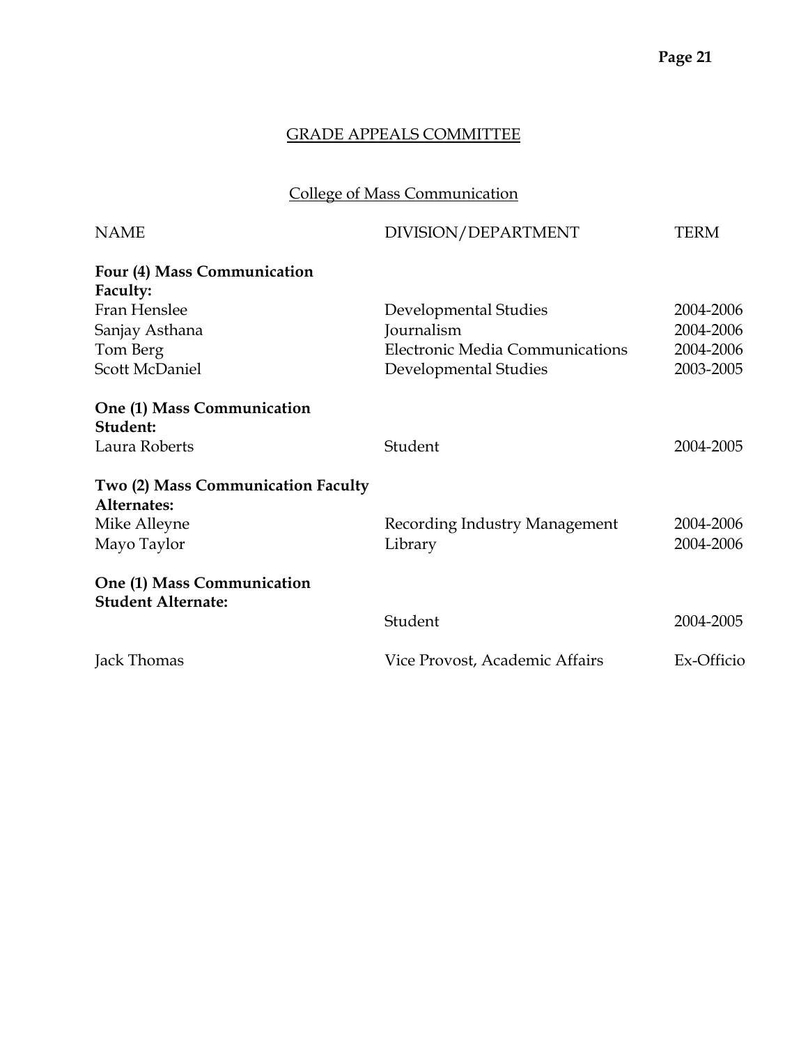## GRADE APPEALS COMMITTEE

### College of Mass Communication

| NAME | DIVISION/DEPARTMENT | TERM |
| --- | --- | --- |
| **Four (4) Mass Communication Faculty:** | | |
| Fran Henslee | Developmental Studies | 2004-2006 |
| Sanjay Asthana | Journalism | 2004-2006 |
| Tom Berg | Electronic Media Communications | 2004-2006 |
| Scott McDaniel | Developmental Studies | 2003-2005 |
| **One (1) Mass Communication Student:** | | |
| Laura Roberts | Student | 2004-2005 |
| **Two (2) Mass Communication Faculty Alternates:** | | |
| Mike Alleyne | Recording Industry Management | 2004-2006 |
| Mayo Taylor | Library | 2004-2006 |
| **One (1) Mass Communication Student Alternate:** | | |
| | Student | 2004-2005 |
| Jack Thomas | Vice Provost, Academic Affairs | Ex-Officio |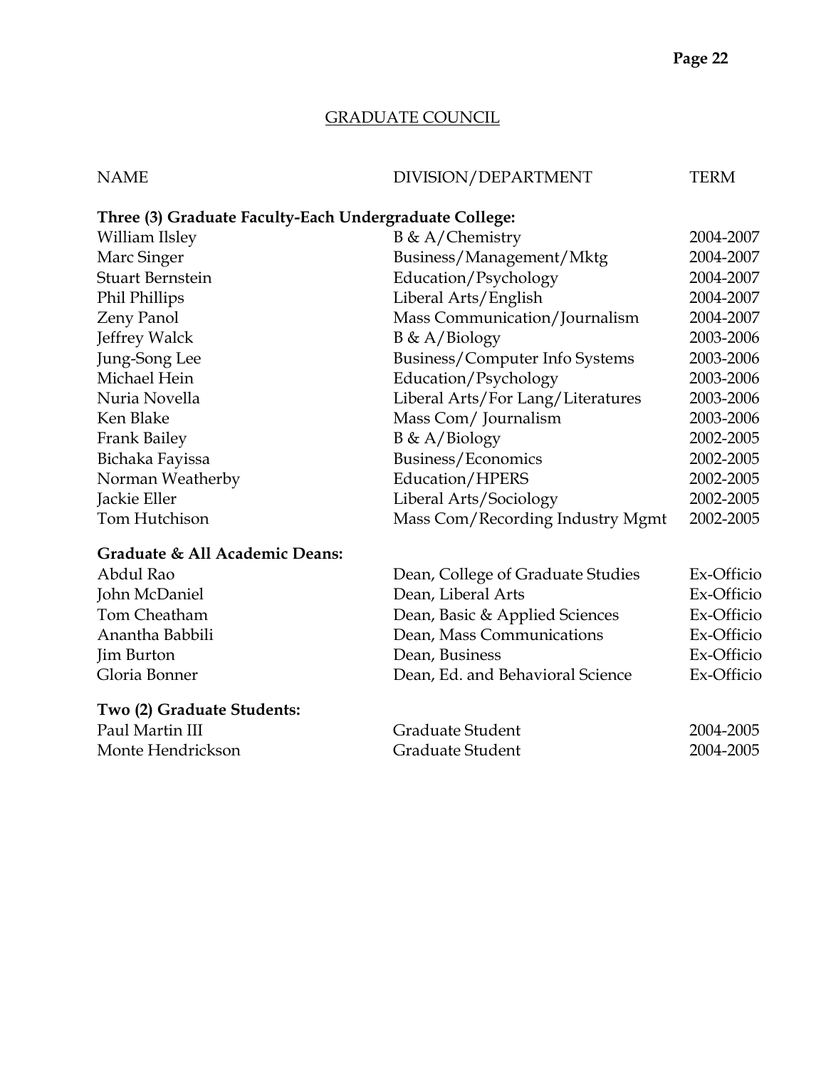## GRADUATE COUNCIL

| NAME | DIVISION/DEPARTMENT | TERM |
|---|---|---|
| **Three (3) Graduate Faculty-Each Undergraduate College:** | | |
| William Ilsley | B & A/Chemistry | 2004-2007 |
| Marc Singer | Business/Management/Mktg | 2004-2007 |
| Stuart Bernstein | Education/Psychology | 2004-2007 |
| Phil Phillips | Liberal Arts/English | 2004-2007 |
| Zeny Panol | Mass Communication/Journalism | 2004-2007 |
| Jeffrey Walck | B & A/Biology | 2003-2006 |
| Jung-Song Lee | Business/Computer Info Systems | 2003-2006 |
| Michael Hein | Education/Psychology | 2003-2006 |
| Nuria Novella | Liberal Arts/For Lang/Literatures | 2003-2006 |
| Ken Blake | Mass Com/ Journalism | 2003-2006 |
| Frank Bailey | B & A/Biology | 2002-2005 |
| Bichaka Fayissa | Business/Economics | 2002-2005 |
| Norman Weatherby | Education/HPERS | 2002-2005 |
| Jackie Eller | Liberal Arts/Sociology | 2002-2005 |
| Tom Hutchison | Mass Com/Recording Industry Mgmt | 2002-2005 |
| **Graduate & All Academic Deans:** | | |
| Abdul Rao | Dean, College of Graduate Studies | Ex-Officio |
| John McDaniel | Dean, Liberal Arts | Ex-Officio |
| Tom Cheatham | Dean, Basic & Applied Sciences | Ex-Officio |
| Anantha Babbili | Dean, Mass Communications | Ex-Officio |
| Jim Burton | Dean, Business | Ex-Officio |
| Gloria Bonner | Dean, Ed. and Behavioral Science | Ex-Officio |
| **Two (2) Graduate Students:** | | |
| Paul Martin III | Graduate Student | 2004-2005 |
| Monte Hendrickson | Graduate Student | 2004-2005 |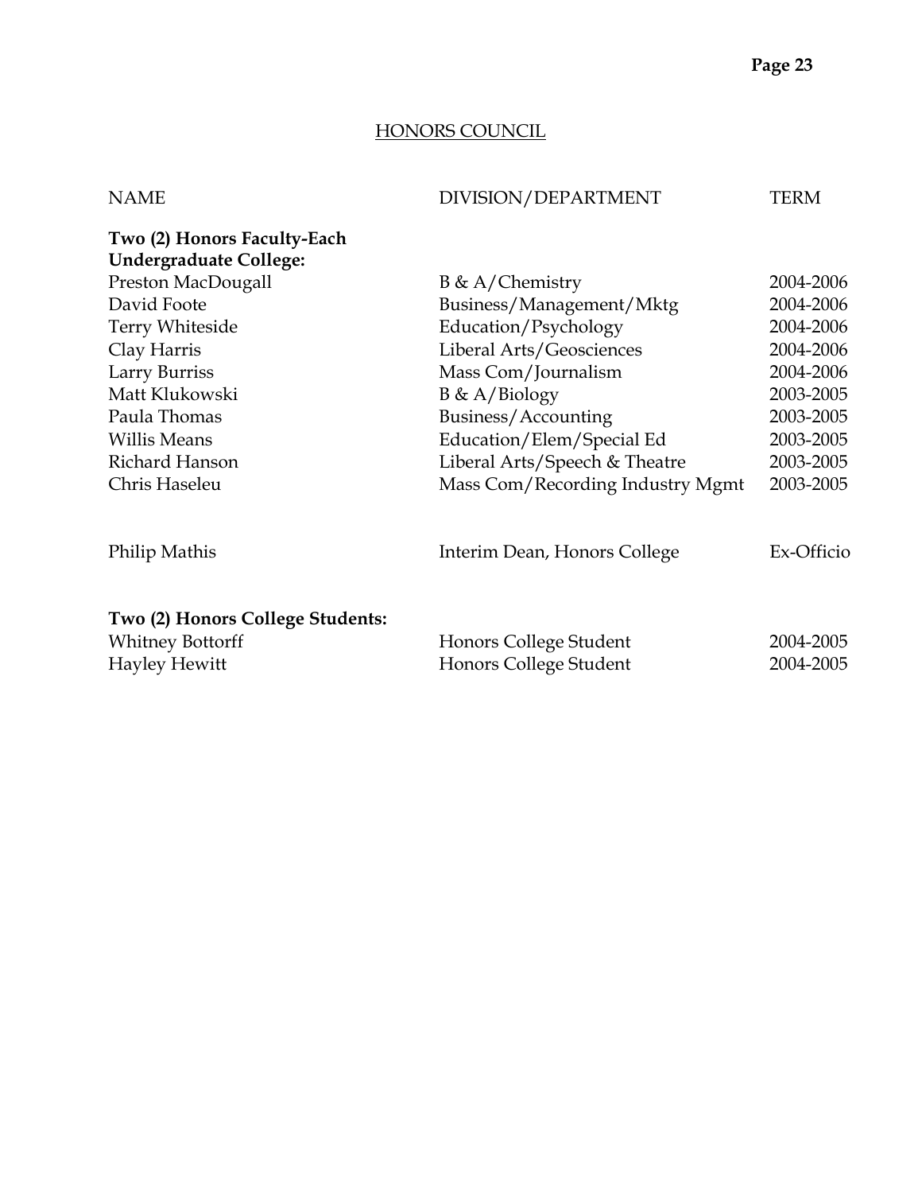## HONORS COUNCIL

| NAME | DIVISION/DEPARTMENT | TERM |
| --- | --- | --- |
| **Two (2) Honors Faculty-Each Undergraduate College:** | | |
| Preston MacDougall | B & A/Chemistry | 2004-2006 |
| David Foote | Business/Management/Mktg | 2004-2006 |
| Terry Whiteside | Education/Psychology | 2004-2006 |
| Clay Harris | Liberal Arts/Geosciences | 2004-2006 |
| Larry Burriss | Mass Com/Journalism | 2004-2006 |
| Matt Klukowski | B & A/Biology | 2003-2005 |
| Paula Thomas | Business/Accounting | 2003-2005 |
| Willis Means | Education/Elem/Special Ed | 2003-2005 |
| Richard Hanson | Liberal Arts/Speech & Theatre | 2003-2005 |
| Chris Haseleu | Mass Com/Recording Industry Mgmt | 2003-2005 |
| Philip Mathis | Interim Dean, Honors College | Ex-Officio |
| **Two (2) Honors College Students:** | | |
| Whitney Bottorff | Honors College Student | 2004-2005 |
| Hayley Hewitt | Honors College Student | 2004-2005 |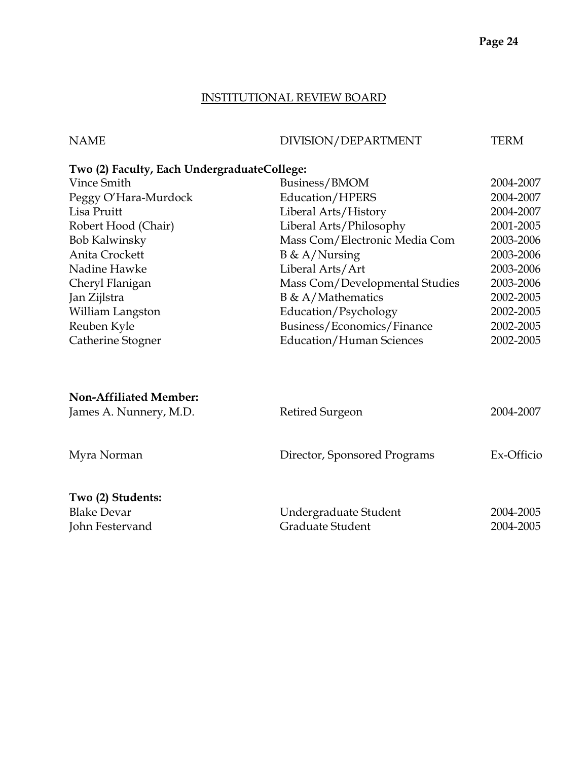## INSTITUTIONAL REVIEW BOARD

| NAME | DIVISION/DEPARTMENT | TERM |
|---|---|---|
| **Two (2) Faculty, Each UndergraduateCollege:** | | |
| Vince Smith | Business/BMOM | 2004-2007 |
| Peggy O'Hara-Murdock | Education/HPERS | 2004-2007 |
| Lisa Pruitt | Liberal Arts/History | 2004-2007 |
| Robert Hood (Chair) | Liberal Arts/Philosophy | 2001-2005 |
| Bob Kalwinsky | Mass Com/Electronic Media Com | 2003-2006 |
| Anita Crockett | B & A/Nursing | 2003-2006 |
| Nadine Hawke | Liberal Arts/Art | 2003-2006 |
| Cheryl Flanigan | Mass Com/Developmental Studies | 2003-2006 |
| Jan Zijlstra | B & A/Mathematics | 2002-2005 |
| William Langston | Education/Psychology | 2002-2005 |
| Reuben Kyle | Business/Economics/Finance | 2002-2005 |
| Catherine Stogner | Education/Human Sciences | 2002-2005 |
| **Non-Affiliated Member:** | | |
| James A. Nunnery, M.D. | Retired Surgeon | 2004-2007 |
| Myra Norman | Director, Sponsored Programs | Ex-Officio |
| **Two (2) Students:** | | |
| Blake Devar | Undergraduate Student | 2004-2005 |
| John Festervand | Graduate Student | 2004-2005 |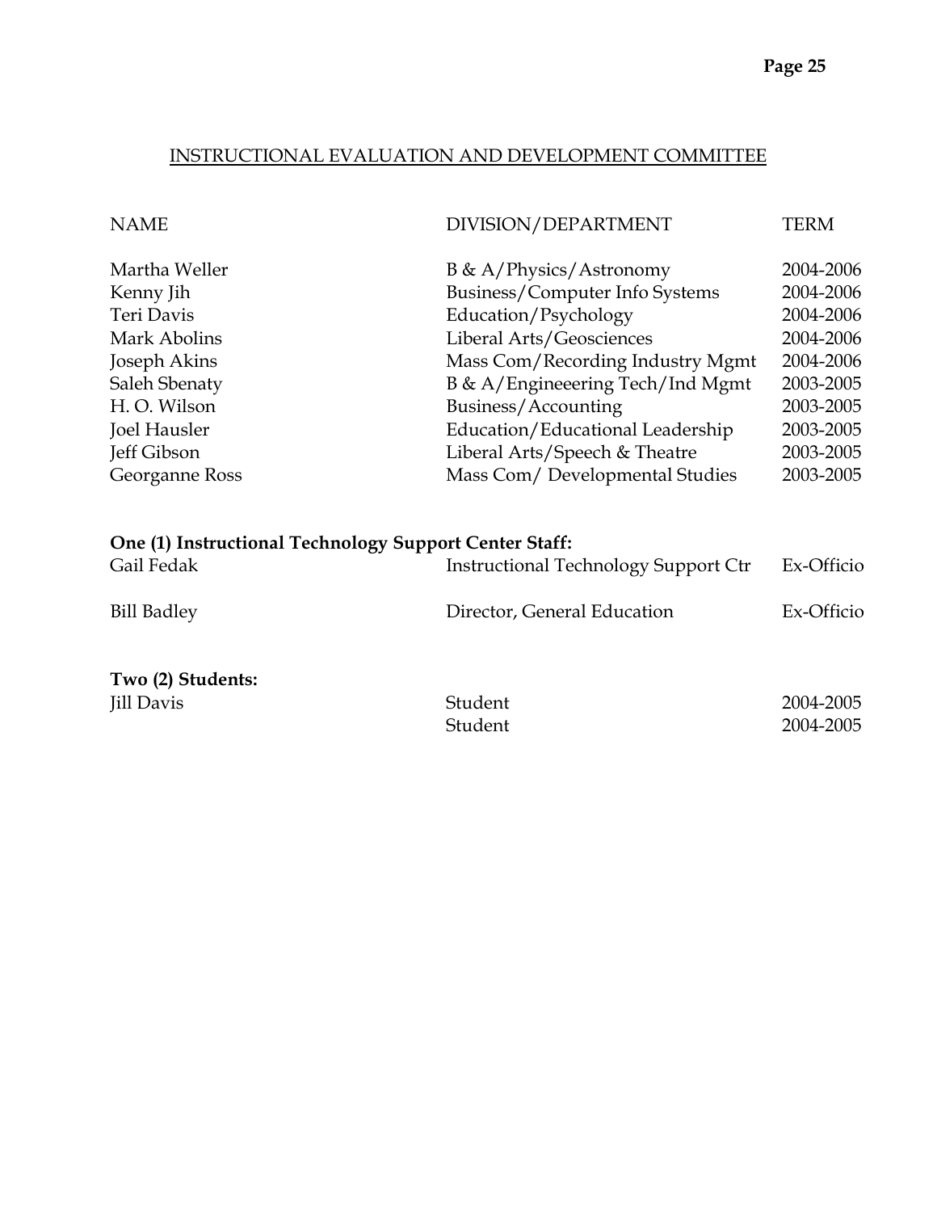# INSTRUCTIONAL EVALUATION AND DEVELOPMENT COMMITTEE

| NAME | DIVISION/DEPARTMENT | TERM |
|---|---|---|
| Martha Weller | B & A/Physics/Astronomy | 2004-2006 |
| Kenny Jih | Business/Computer Info Systems | 2004-2006 |
| Teri Davis | Education/Psychology | 2004-2006 |
| Mark Abolins | Liberal Arts/Geosciences | 2004-2006 |
| Joseph Akins | Mass Com/Recording Industry Mgmt | 2004-2006 |
| Saleh Sbenaty | B & A/Engineeering Tech/Ind Mgmt | 2003-2005 |
| H. O. Wilson | Business/Accounting | 2003-2005 |
| Joel Hausler | Education/Educational Leadership | 2003-2005 |
| Jeff Gibson | Liberal Arts/Speech & Theatre | 2003-2005 |
| Georganne Ross | Mass Com/ Developmental Studies | 2003-2005 |

**One (1) Instructional Technology Support Center Staff:**

| | | |
|---|---|---|
| Gail Fedak | Instructional Technology Support Ctr | Ex-Officio |
| Bill Badley | Director, General Education | Ex-Officio |

**Two (2) Students:**

| | | |
|---|---|---|
| Jill Davis | Student | 2004-2005 |
| | Student | 2004-2005 |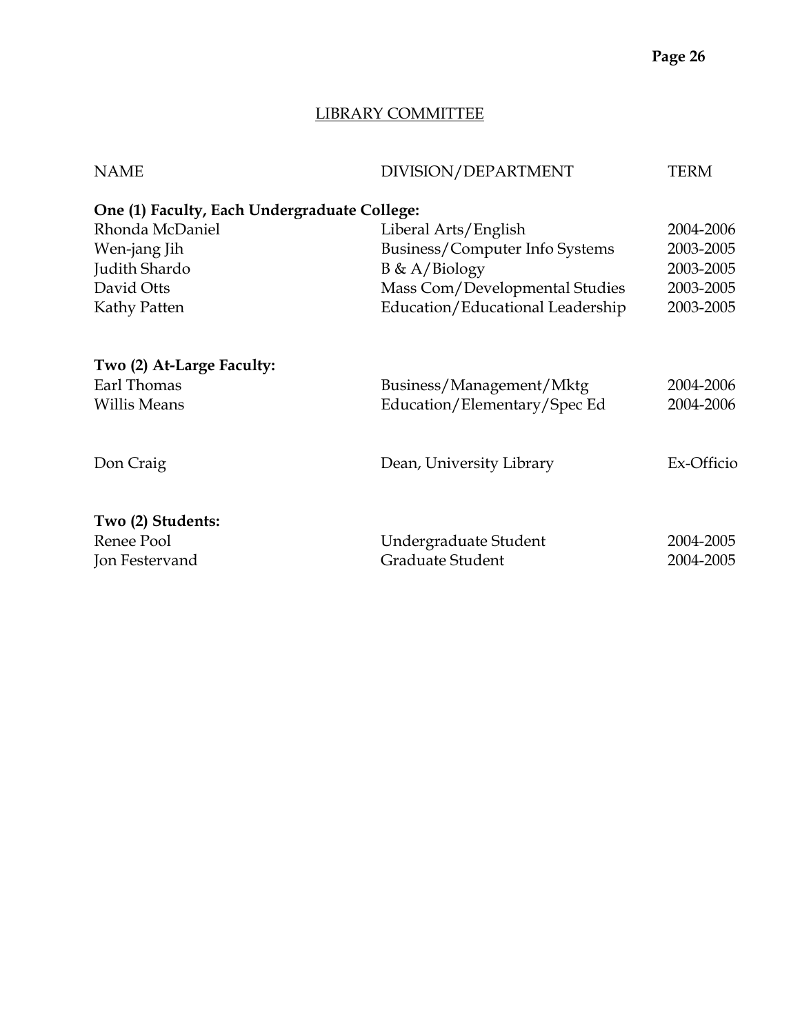## LIBRARY COMMITTEE

| NAME | DIVISION/DEPARTMENT | TERM |
|---|---|---|
| **One (1) Faculty, Each Undergraduate College:** | | |
| Rhonda McDaniel | Liberal Arts/English | 2004-2006 |
| Wen-jang Jih | Business/Computer Info Systems | 2003-2005 |
| Judith Shardo | B & A/Biology | 2003-2005 |
| David Otts | Mass Com/Developmental Studies | 2003-2005 |
| Kathy Patten | Education/Educational Leadership | 2003-2005 |
| **Two (2) At-Large Faculty:** | | |
| Earl Thomas | Business/Management/Mktg | 2004-2006 |
| Willis Means | Education/Elementary/Spec Ed | 2004-2006 |
| Don Craig | Dean, University Library | Ex-Officio |
| **Two (2) Students:** | | |
| Renee Pool | Undergraduate Student | 2004-2005 |
| Jon Festervand | Graduate Student | 2004-2005 |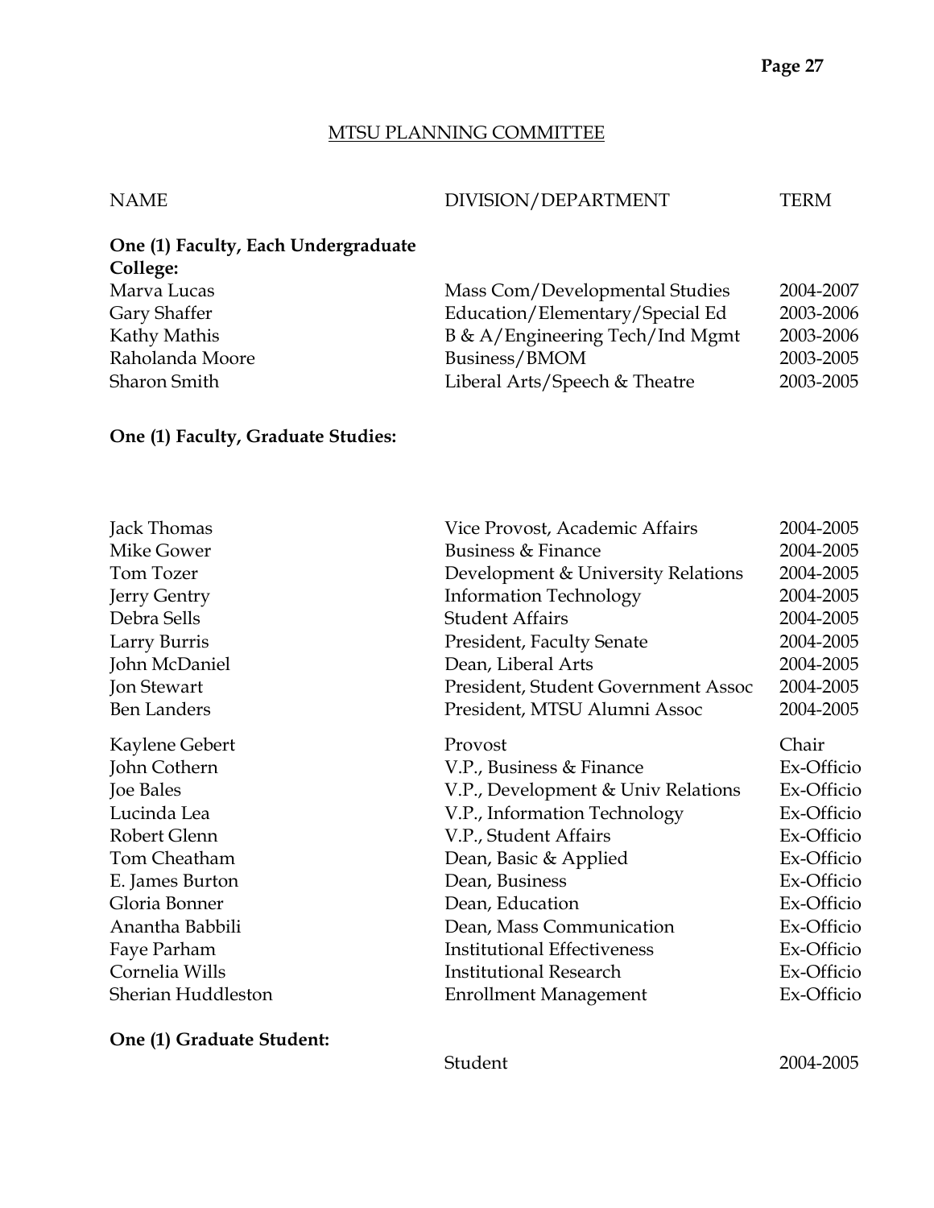## MTSU PLANNING COMMITTEE

| NAME | DIVISION/DEPARTMENT | TERM |
| --- | --- | --- |
| **One (1) Faculty, Each Undergraduate College:** | | |
| Marva Lucas | Mass Com/Developmental Studies | 2004-2007 |
| Gary Shaffer | Education/Elementary/Special Ed | 2003-2006 |
| Kathy Mathis | B & A/Engineering Tech/Ind Mgmt | 2003-2006 |
| Raholanda Moore | Business/BMOM | 2003-2005 |
| Sharon Smith | Liberal Arts/Speech & Theatre | 2003-2005 |
| **One (1) Faculty, Graduate Studies:** | | |
| Jack Thomas | Vice Provost, Academic Affairs | 2004-2005 |
| Mike Gower | Business & Finance | 2004-2005 |
| Tom Tozer | Development & University Relations | 2004-2005 |
| Jerry Gentry | Information Technology | 2004-2005 |
| Debra Sells | Student Affairs | 2004-2005 |
| Larry Burris | President, Faculty Senate | 2004-2005 |
| John McDaniel | Dean, Liberal Arts | 2004-2005 |
| Jon Stewart | President, Student Government Assoc | 2004-2005 |
| Ben Landers | President, MTSU Alumni Assoc | 2004-2005 |
| Kaylene Gebert | Provost | Chair |
| John Cothern | V.P., Business & Finance | Ex-Officio |
| Joe Bales | V.P., Development & Univ Relations | Ex-Officio |
| Lucinda Lea | V.P., Information Technology | Ex-Officio |
| Robert Glenn | V.P., Student Affairs | Ex-Officio |
| Tom Cheatham | Dean, Basic & Applied | Ex-Officio |
| E. James Burton | Dean, Business | Ex-Officio |
| Gloria Bonner | Dean, Education | Ex-Officio |
| Anantha Babbili | Dean, Mass Communication | Ex-Officio |
| Faye Parham | Institutional Effectiveness | Ex-Officio |
| Cornelia Wills | Institutional Research | Ex-Officio |
| Sherian Huddleston | Enrollment Management | Ex-Officio |
| **One (1) Graduate Student:** | | |
| | Student | 2004-2005 |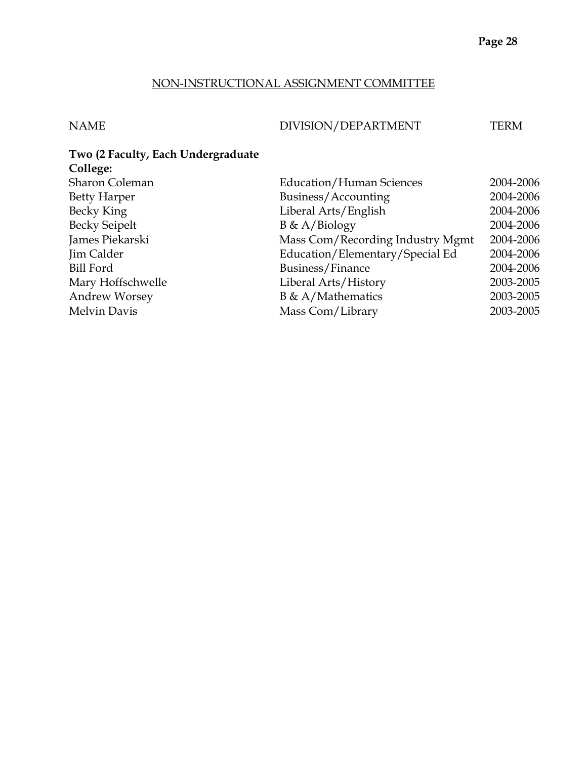## NON-INSTRUCTIONAL ASSIGNMENT COMMITTEE

| NAME | DIVISION/DEPARTMENT | TERM |
|---|---|---|
| **Two (2 Faculty, Each Undergraduate College:** | | |
| Sharon Coleman | Education/Human Sciences | 2004-2006 |
| Betty Harper | Business/Accounting | 2004-2006 |
| Becky King | Liberal Arts/English | 2004-2006 |
| Becky Seipelt | B & A/Biology | 2004-2006 |
| James Piekarski | Mass Com/Recording Industry Mgmt | 2004-2006 |
| Jim Calder | Education/Elementary/Special Ed | 2004-2006 |
| Bill Ford | Business/Finance | 2004-2006 |
| Mary Hoffschwelle | Liberal Arts/History | 2003-2005 |
| Andrew Worsey | B & A/Mathematics | 2003-2005 |
| Melvin Davis | Mass Com/Library | 2003-2005 |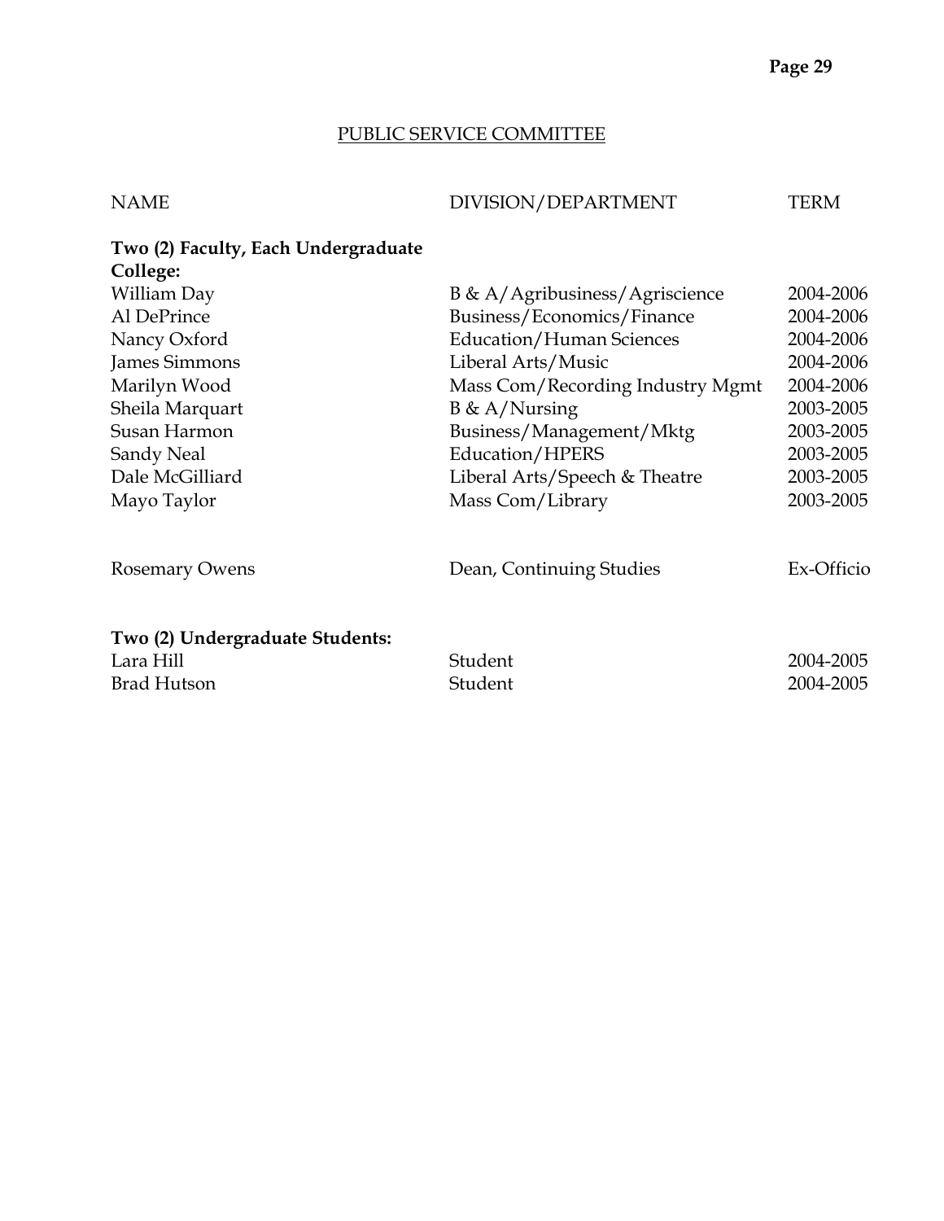## PUBLIC SERVICE COMMITTEE

| NAME | DIVISION/DEPARTMENT | TERM |
|---|---|---|
| **Two (2) Faculty, Each Undergraduate College:** | | |
| William Day | B & A/Agribusiness/Agriscience | 2004-2006 |
| Al DePrince | Business/Economics/Finance | 2004-2006 |
| Nancy Oxford | Education/Human Sciences | 2004-2006 |
| James Simmons | Liberal Arts/Music | 2004-2006 |
| Marilyn Wood | Mass Com/Recording Industry Mgmt | 2004-2006 |
| Sheila Marquart | B & A/Nursing | 2003-2005 |
| Susan Harmon | Business/Management/Mktg | 2003-2005 |
| Sandy Neal | Education/HPERS | 2003-2005 |
| Dale McGilliard | Liberal Arts/Speech & Theatre | 2003-2005 |
| Mayo Taylor | Mass Com/Library | 2003-2005 |
| Rosemary Owens | Dean, Continuing Studies | Ex-Officio |
| **Two (2) Undergraduate Students:** | | |
| Lara Hill | Student | 2004-2005 |
| Brad Hutson | Student | 2004-2005 |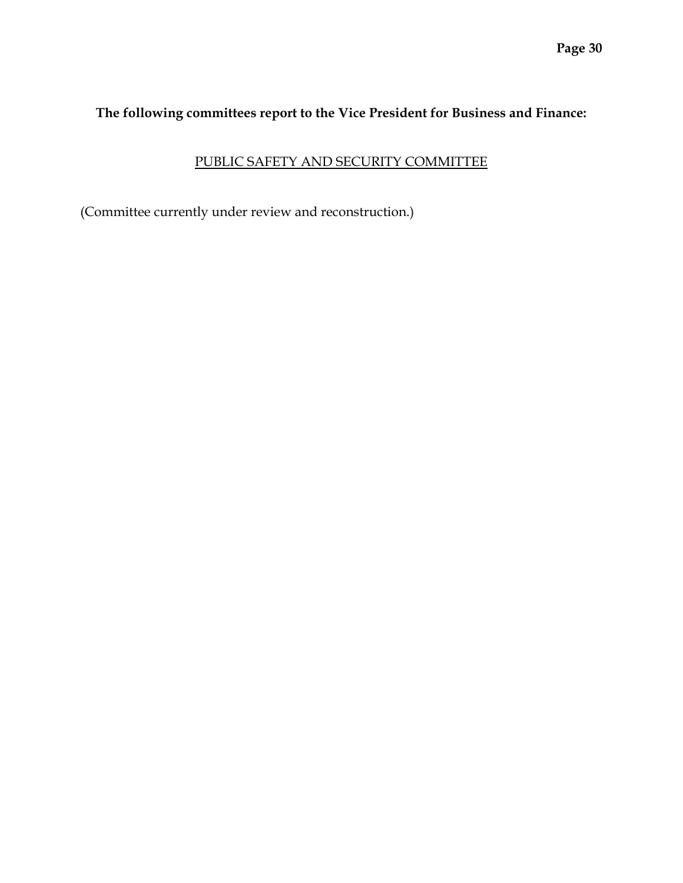**The following committees report to the Vice President for Business and Finance:**

PUBLIC SAFETY AND SECURITY COMMITTEE

(Committee currently under review and reconstruction.)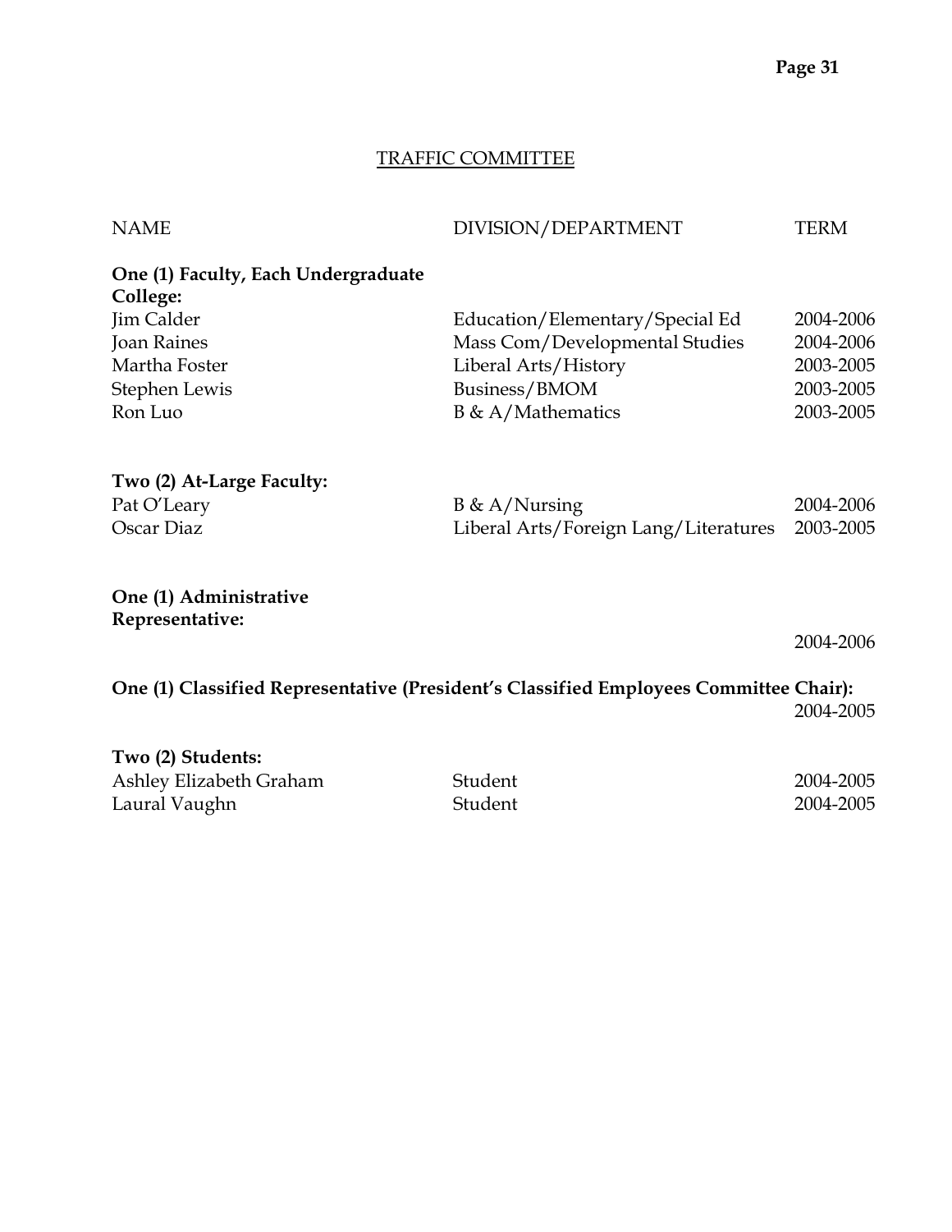## TRAFFIC COMMITTEE

| NAME | DIVISION/DEPARTMENT | TERM |
|---|---|---|
| **One (1) Faculty, Each Undergraduate College:** | | |
| Jim Calder | Education/Elementary/Special Ed | 2004-2006 |
| Joan Raines | Mass Com/Developmental Studies | 2004-2006 |
| Martha Foster | Liberal Arts/History | 2003-2005 |
| Stephen Lewis | Business/BMOM | 2003-2005 |
| Ron Luo | B & A/Mathematics | 2003-2005 |
| **Two (2) At-Large Faculty:** | | |
| Pat O'Leary | B & A/Nursing | 2004-2006 |
| Oscar Diaz | Liberal Arts/Foreign Lang/Literatures | 2003-2005 |
| **One (1) Administrative Representative:** | | |
| | | 2004-2006 |
| **One (1) Classified Representative (President's Classified Employees Committee Chair):** | | |
| | | 2004-2005 |
| **Two (2) Students:** | | |
| Ashley Elizabeth Graham | Student | 2004-2005 |
| Laural Vaughn | Student | 2004-2005 |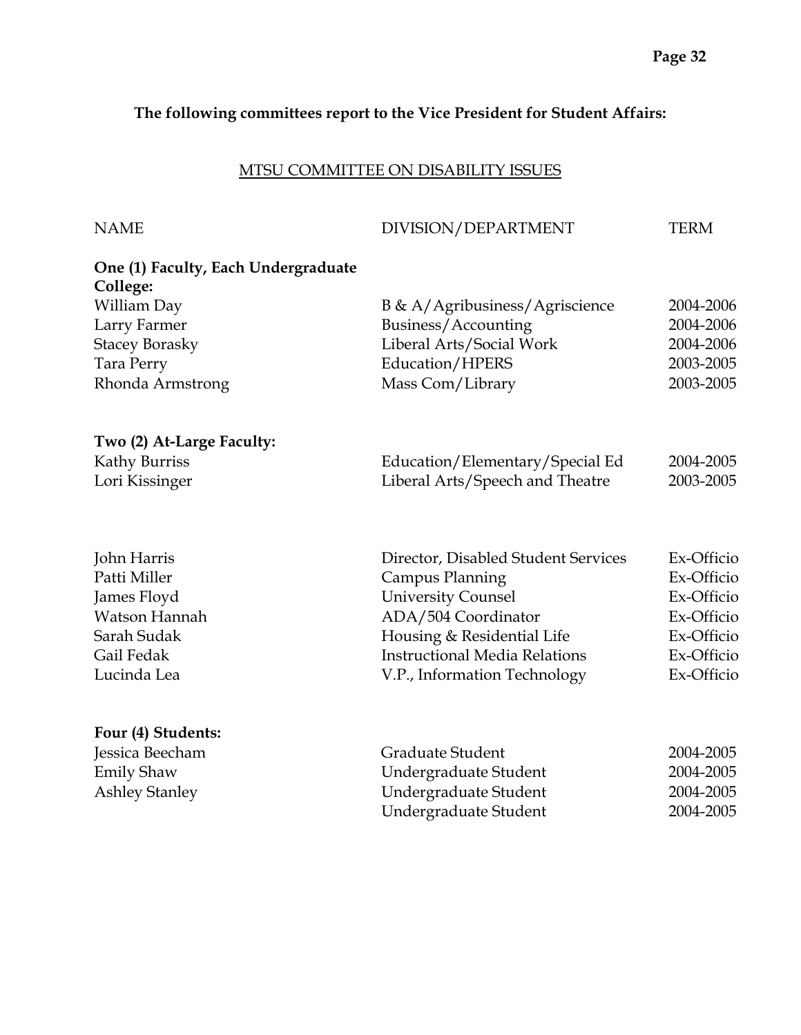**The following committees report to the Vice President for Student Affairs:**

## MTSU COMMITTEE ON DISABILITY ISSUES

| NAME | DIVISION/DEPARTMENT | TERM |
|---|---|---|
| **One (1) Faculty, Each Undergraduate College:** | | |
| William Day | B & A/Agribusiness/Agriscience | 2004-2006 |
| Larry Farmer | Business/Accounting | 2004-2006 |
| Stacey Borasky | Liberal Arts/Social Work | 2004-2006 |
| Tara Perry | Education/HPERS | 2003-2005 |
| Rhonda Armstrong | Mass Com/Library | 2003-2005 |
| **Two (2) At-Large Faculty:** | | |
| Kathy Burriss | Education/Elementary/Special Ed | 2004-2005 |
| Lori Kissinger | Liberal Arts/Speech and Theatre | 2003-2005 |
| | | |
| John Harris | Director, Disabled Student Services | Ex-Officio |
| Patti Miller | Campus Planning | Ex-Officio |
| James Floyd | University Counsel | Ex-Officio |
| Watson Hannah | ADA/504 Coordinator | Ex-Officio |
| Sarah Sudak | Housing & Residential Life | Ex-Officio |
| Gail Fedak | Instructional Media Relations | Ex-Officio |
| Lucinda Lea | V.P., Information Technology | Ex-Officio |
| **Four (4) Students:** | | |
| Jessica Beecham | Graduate Student | 2004-2005 |
| Emily Shaw | Undergraduate Student | 2004-2005 |
| Ashley Stanley | Undergraduate Student | 2004-2005 |
| | Undergraduate Student | 2004-2005 |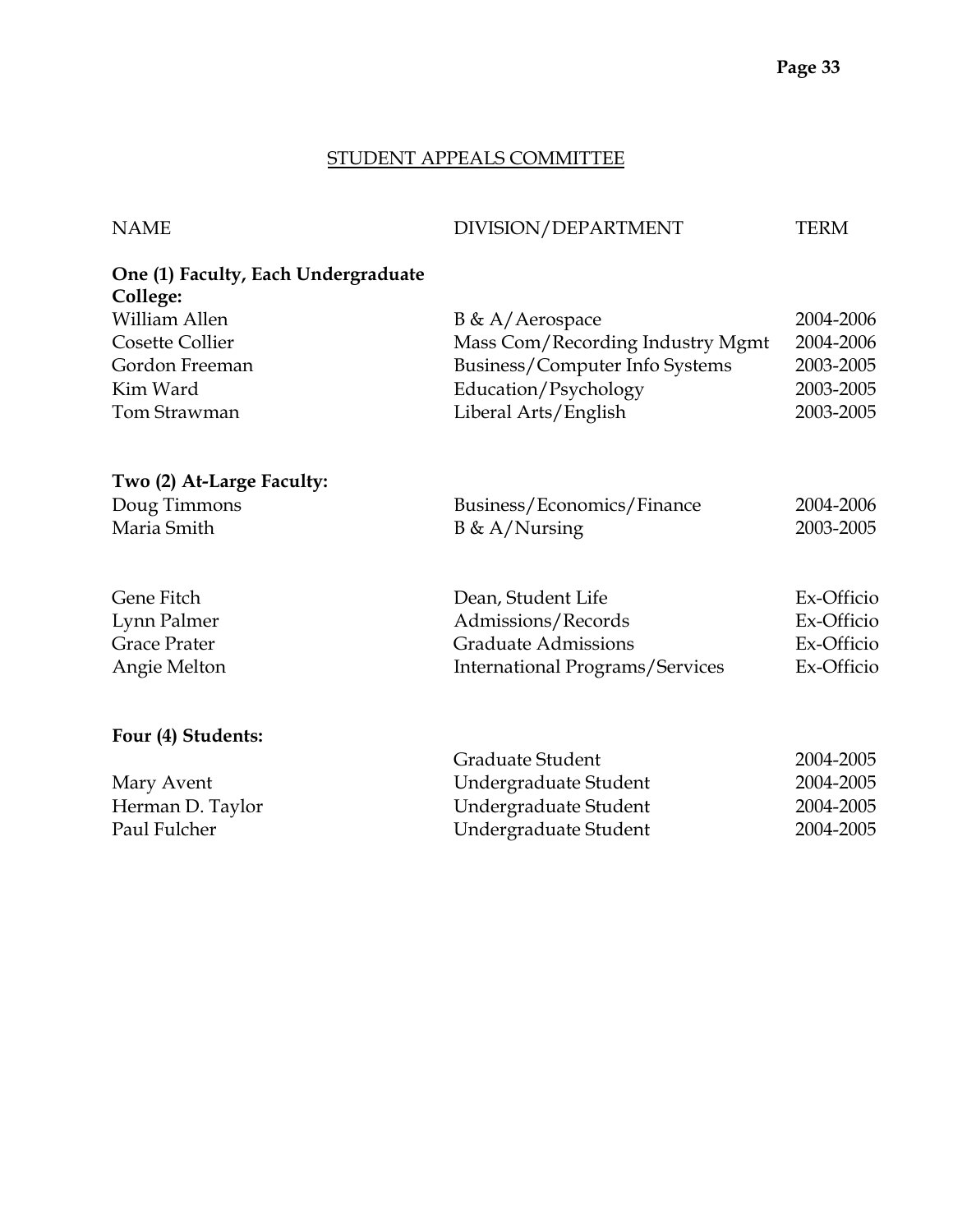## STUDENT APPEALS COMMITTEE

| NAME | DIVISION/DEPARTMENT | TERM |
|---|---|---|
| **One (1) Faculty, Each Undergraduate College:** | | |
| William Allen | B & A/Aerospace | 2004-2006 |
| Cosette Collier | Mass Com/Recording Industry Mgmt | 2004-2006 |
| Gordon Freeman | Business/Computer Info Systems | 2003-2005 |
| Kim Ward | Education/Psychology | 2003-2005 |
| Tom Strawman | Liberal Arts/English | 2003-2005 |
| **Two (2) At-Large Faculty:** | | |
| Doug Timmons | Business/Economics/Finance | 2004-2006 |
| Maria Smith | B & A/Nursing | 2003-2005 |
| Gene Fitch | Dean, Student Life | Ex-Officio |
| Lynn Palmer | Admissions/Records | Ex-Officio |
| Grace Prater | Graduate Admissions | Ex-Officio |
| Angie Melton | International Programs/Services | Ex-Officio |
| **Four (4) Students:** | | |
| | Graduate Student | 2004-2005 |
| Mary Avent | Undergraduate Student | 2004-2005 |
| Herman D. Taylor | Undergraduate Student | 2004-2005 |
| Paul Fulcher | Undergraduate Student | 2004-2005 |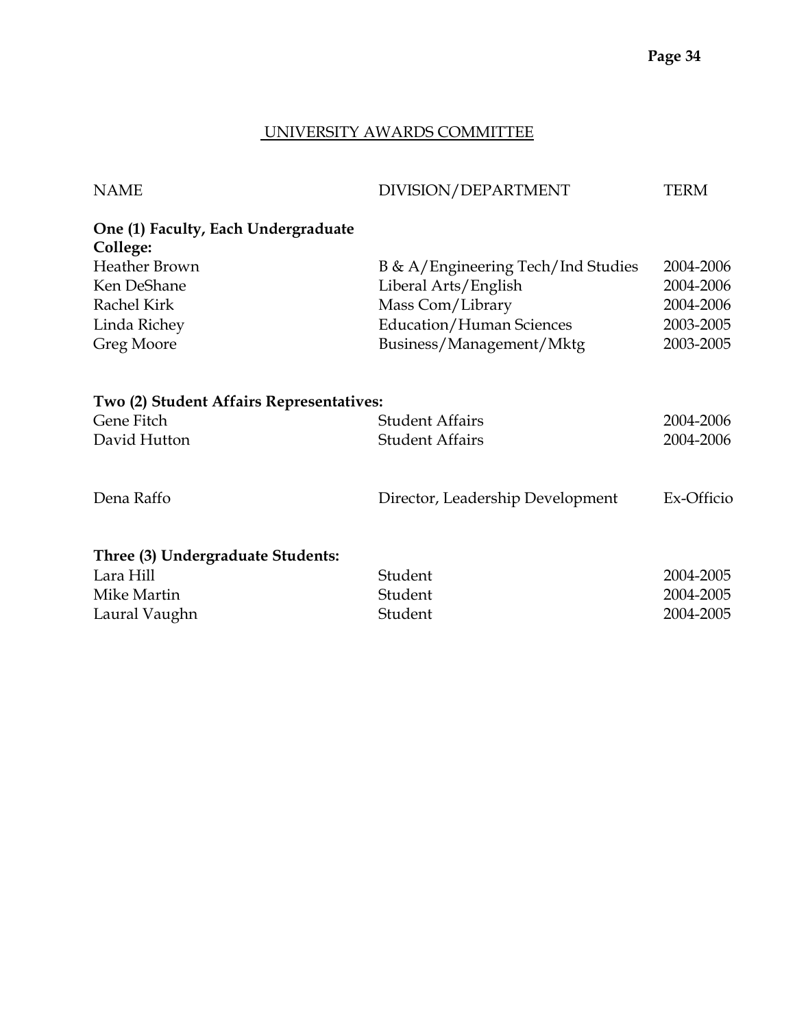## UNIVERSITY AWARDS COMMITTEE

| NAME | DIVISION/DEPARTMENT | TERM |
| --- | --- | --- |
| **One (1) Faculty, Each Undergraduate College:** | | |
| Heather Brown | B & A/Engineering Tech/Ind Studies | 2004-2006 |
| Ken DeShane | Liberal Arts/English | 2004-2006 |
| Rachel Kirk | Mass Com/Library | 2004-2006 |
| Linda Richey | Education/Human Sciences | 2003-2005 |
| Greg Moore | Business/Management/Mktg | 2003-2005 |
| **Two (2) Student Affairs Representatives:** | | |
| Gene Fitch | Student Affairs | 2004-2006 |
| David Hutton | Student Affairs | 2004-2006 |
| Dena Raffo | Director, Leadership Development | Ex-Officio |
| **Three (3) Undergraduate Students:** | | |
| Lara Hill | Student | 2004-2005 |
| Mike Martin | Student | 2004-2005 |
| Laural Vaughn | Student | 2004-2005 |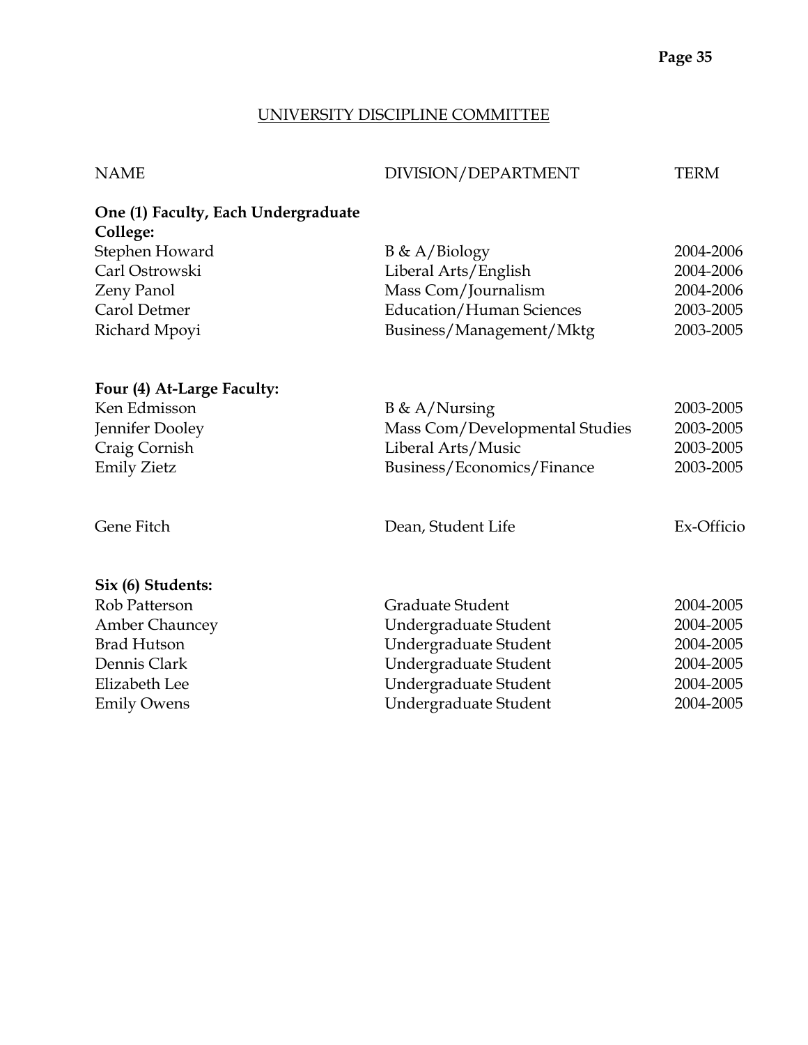## UNIVERSITY DISCIPLINE COMMITTEE

| NAME | DIVISION/DEPARTMENT | TERM |
|---|---|---|
| **One (1) Faculty, Each Undergraduate College:** | | |
| Stephen Howard | B & A/Biology | 2004-2006 |
| Carl Ostrowski | Liberal Arts/English | 2004-2006 |
| Zeny Panol | Mass Com/Journalism | 2004-2006 |
| Carol Detmer | Education/Human Sciences | 2003-2005 |
| Richard Mpoyi | Business/Management/Mktg | 2003-2005 |
| **Four (4) At-Large Faculty:** | | |
| Ken Edmisson | B & A/Nursing | 2003-2005 |
| Jennifer Dooley | Mass Com/Developmental Studies | 2003-2005 |
| Craig Cornish | Liberal Arts/Music | 2003-2005 |
| Emily Zietz | Business/Economics/Finance | 2003-2005 |
| Gene Fitch | Dean, Student Life | Ex-Officio |
| **Six (6) Students:** | | |
| Rob Patterson | Graduate Student | 2004-2005 |
| Amber Chauncey | Undergraduate Student | 2004-2005 |
| Brad Hutson | Undergraduate Student | 2004-2005 |
| Dennis Clark | Undergraduate Student | 2004-2005 |
| Elizabeth Lee | Undergraduate Student | 2004-2005 |
| Emily Owens | Undergraduate Student | 2004-2005 |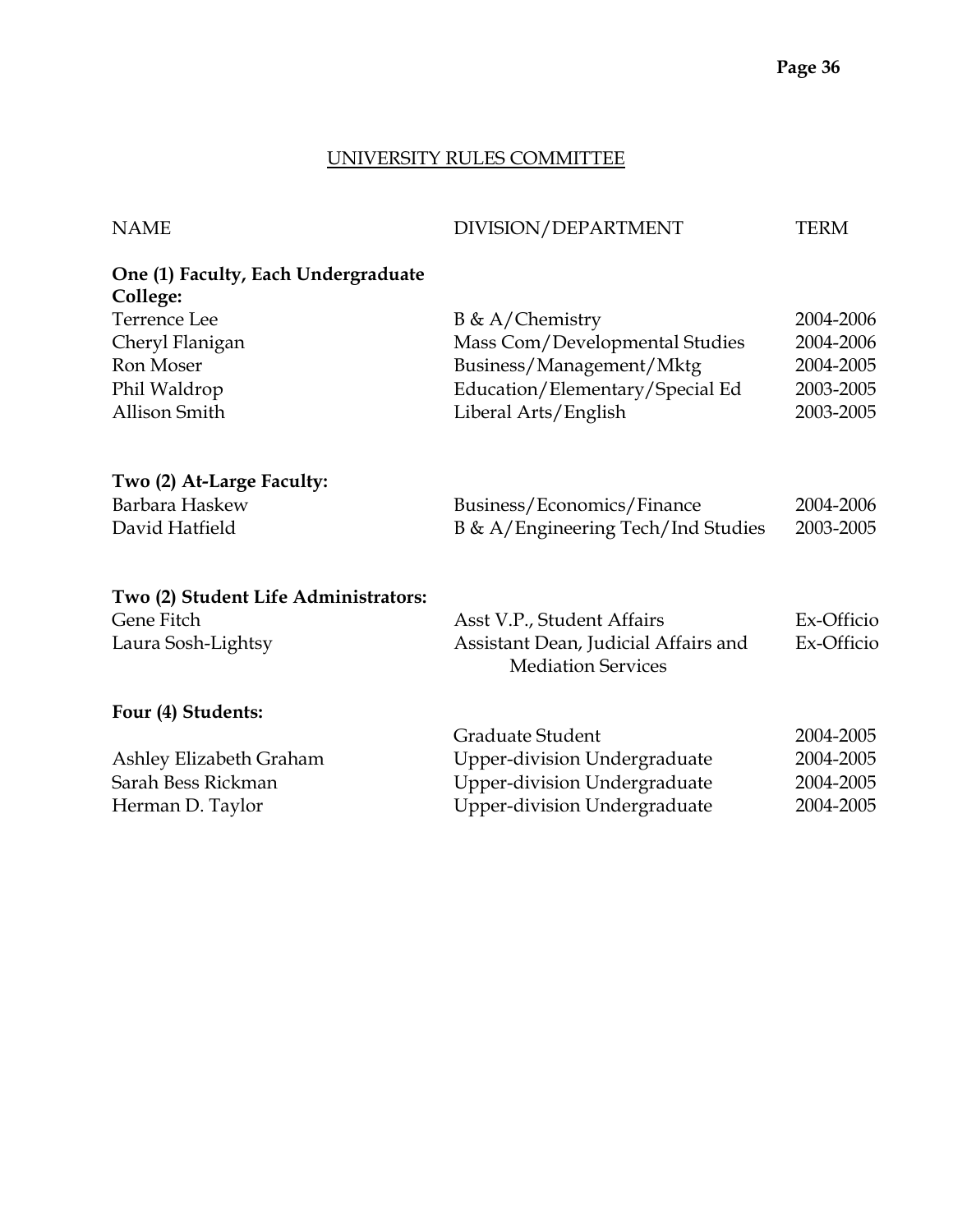## UNIVERSITY RULES COMMITTEE

| NAME | DIVISION/DEPARTMENT | TERM |
|---|---|---|
| **One (1) Faculty, Each Undergraduate College:** | | |
| Terrence Lee | B & A/Chemistry | 2004-2006 |
| Cheryl Flanigan | Mass Com/Developmental Studies | 2004-2006 |
| Ron Moser | Business/Management/Mktg | 2004-2005 |
| Phil Waldrop | Education/Elementary/Special Ed | 2003-2005 |
| Allison Smith | Liberal Arts/English | 2003-2005 |
| **Two (2) At-Large Faculty:** | | |
| Barbara Haskew | Business/Economics/Finance | 2004-2006 |
| David Hatfield | B & A/Engineering Tech/Ind Studies | 2003-2005 |
| **Two (2) Student Life Administrators:** | | |
| Gene Fitch | Asst V.P., Student Affairs | Ex-Officio |
| Laura Sosh-Lightsy | Assistant Dean, Judicial Affairs and Mediation Services | Ex-Officio |
| **Four (4) Students:** | | |
| | Graduate Student | 2004-2005 |
| Ashley Elizabeth Graham | Upper-division Undergraduate | 2004-2005 |
| Sarah Bess Rickman | Upper-division Undergraduate | 2004-2005 |
| Herman D. Taylor | Upper-division Undergraduate | 2004-2005 |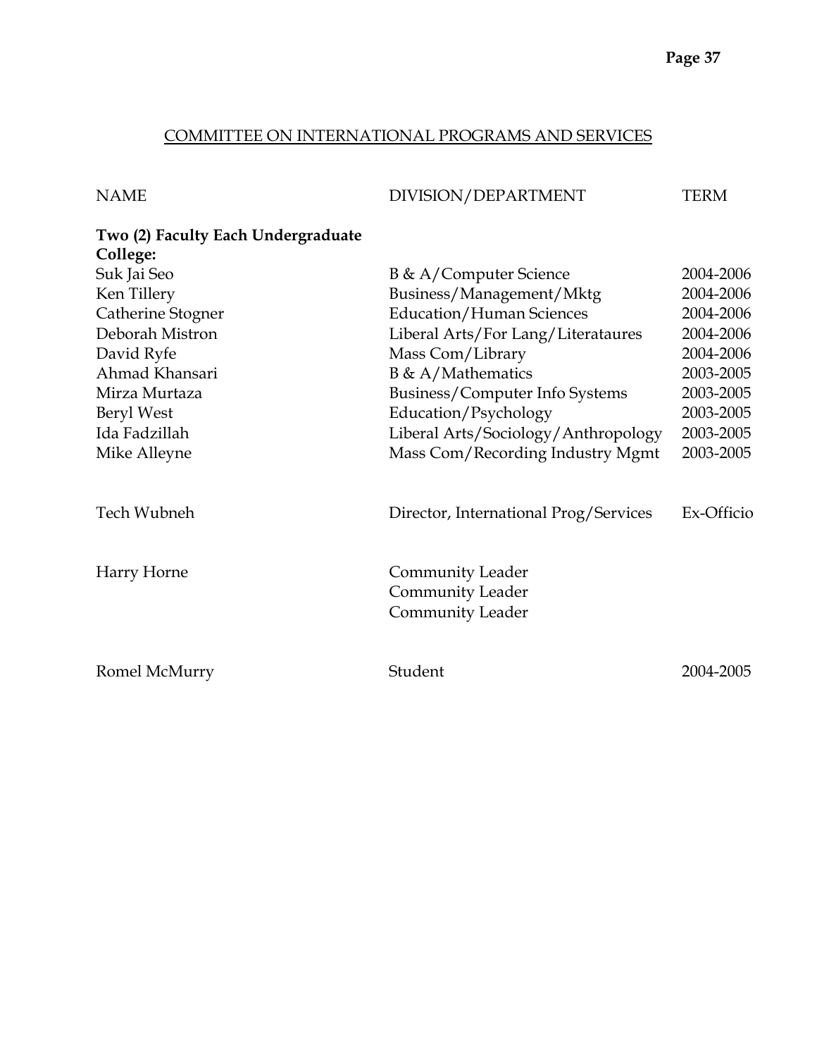## COMMITTEE ON INTERNATIONAL PROGRAMS AND SERVICES

| NAME | DIVISION/DEPARTMENT | TERM |
|---|---|---|
| **Two (2) Faculty Each Undergraduate College:** | | |
| Suk Jai Seo | B & A/Computer Science | 2004-2006 |
| Ken Tillery | Business/Management/Mktg | 2004-2006 |
| Catherine Stogner | Education/Human Sciences | 2004-2006 |
| Deborah Mistron | Liberal Arts/For Lang/Literataures | 2004-2006 |
| David Ryfe | Mass Com/Library | 2004-2006 |
| Ahmad Khansari | B & A/Mathematics | 2003-2005 |
| Mirza Murtaza | Business/Computer Info Systems | 2003-2005 |
| Beryl West | Education/Psychology | 2003-2005 |
| Ida Fadzillah | Liberal Arts/Sociology/Anthropology | 2003-2005 |
| Mike Alleyne | Mass Com/Recording Industry Mgmt | 2003-2005 |
| Tech Wubneh | Director, International Prog/Services | Ex-Officio |
| Harry Horne | Community Leader | |
| | Community Leader | |
| | Community Leader | |
| Romel McMurry | Student | 2004-2005 |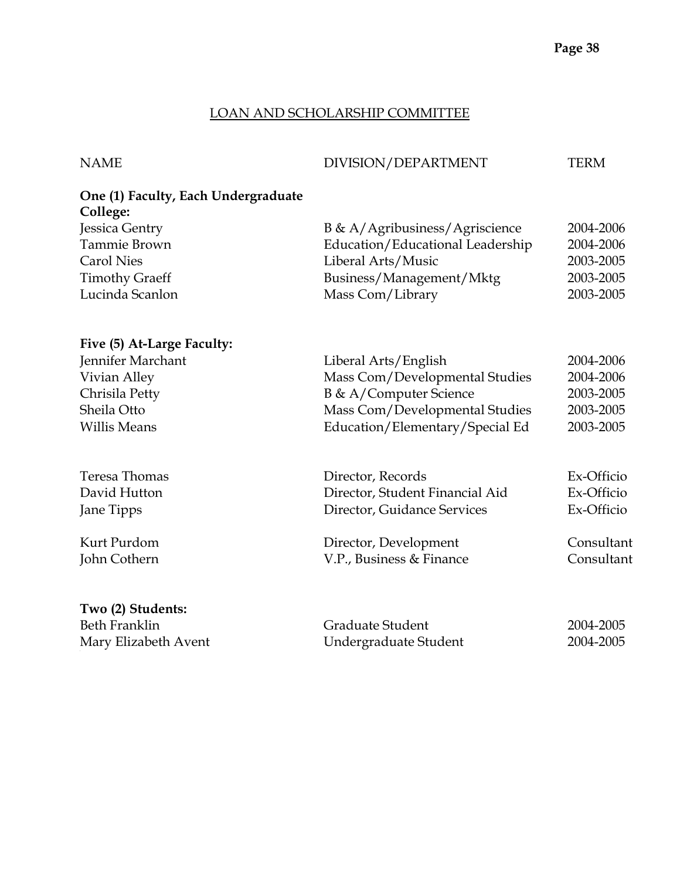## LOAN AND SCHOLARSHIP COMMITTEE

| NAME | DIVISION/DEPARTMENT | TERM |
|---|---|---|
| **One (1) Faculty, Each Undergraduate College:** | | |
| Jessica Gentry | B & A/Agribusiness/Agriscience | 2004-2006 |
| Tammie Brown | Education/Educational Leadership | 2004-2006 |
| Carol Nies | Liberal Arts/Music | 2003-2005 |
| Timothy Graeff | Business/Management/Mktg | 2003-2005 |
| Lucinda Scanlon | Mass Com/Library | 2003-2005 |
| **Five (5) At-Large Faculty:** | | |
| Jennifer Marchant | Liberal Arts/English | 2004-2006 |
| Vivian Alley | Mass Com/Developmental Studies | 2004-2006 |
| Chrisila Petty | B & A/Computer Science | 2003-2005 |
| Sheila Otto | Mass Com/Developmental Studies | 2003-2005 |
| Willis Means | Education/Elementary/Special Ed | 2003-2005 |
| Teresa Thomas | Director, Records | Ex-Officio |
| David Hutton | Director, Student Financial Aid | Ex-Officio |
| Jane Tipps | Director, Guidance Services | Ex-Officio |
| Kurt Purdom | Director, Development | Consultant |
| John Cothern | V.P., Business & Finance | Consultant |
| **Two (2) Students:** | | |
| Beth Franklin | Graduate Student | 2004-2005 |
| Mary Elizabeth Avent | Undergraduate Student | 2004-2005 |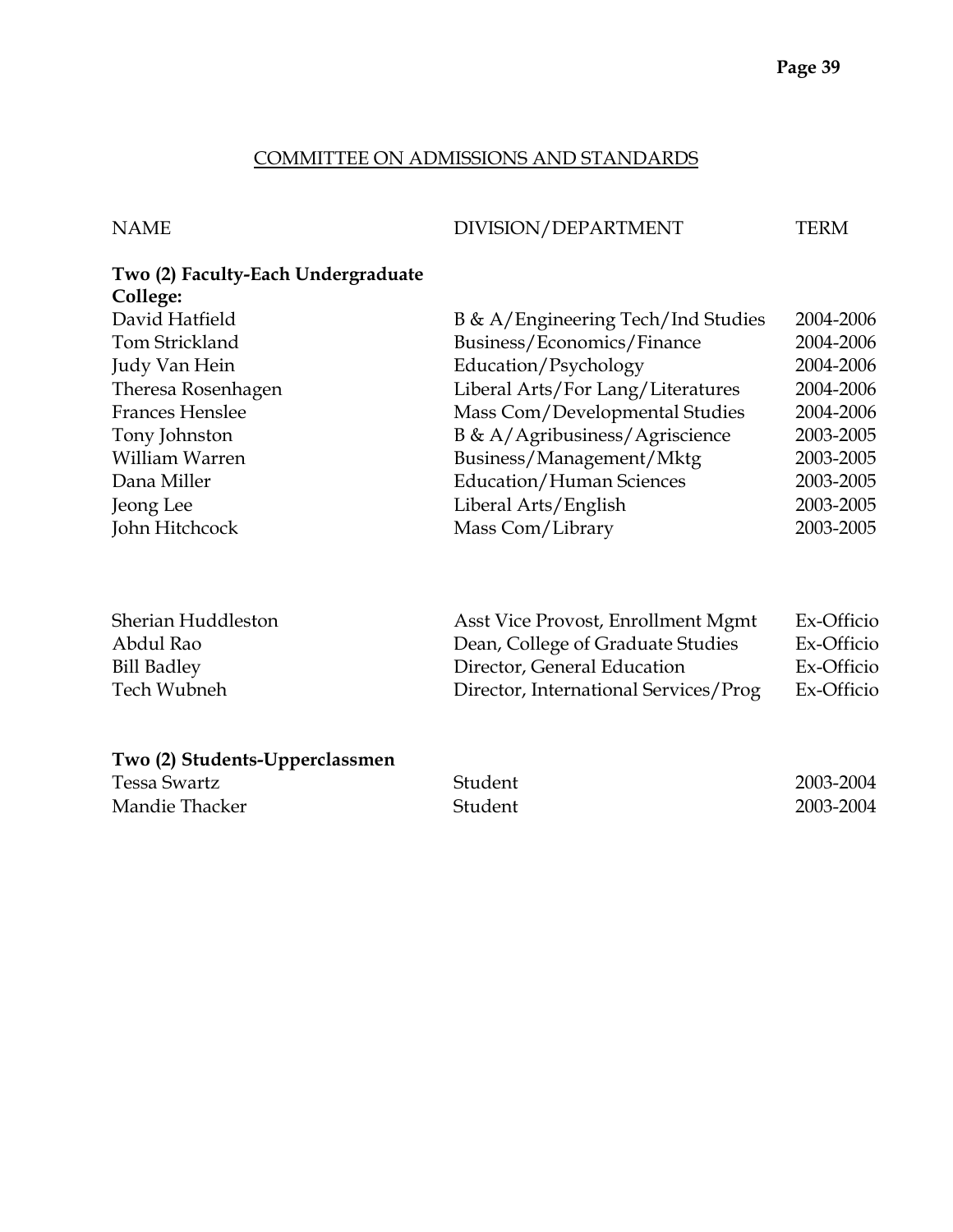## COMMITTEE ON ADMISSIONS AND STANDARDS

| NAME | DIVISION/DEPARTMENT | TERM |
|---|---|---|
| **Two (2) Faculty-Each Undergraduate College:** | | |
| David Hatfield | B & A/Engineering Tech/Ind Studies | 2004-2006 |
| Tom Strickland | Business/Economics/Finance | 2004-2006 |
| Judy Van Hein | Education/Psychology | 2004-2006 |
| Theresa Rosenhagen | Liberal Arts/For Lang/Literatures | 2004-2006 |
| Frances Henslee | Mass Com/Developmental Studies | 2004-2006 |
| Tony Johnston | B & A/Agribusiness/Agriscience | 2003-2005 |
| William Warren | Business/Management/Mktg | 2003-2005 |
| Dana Miller | Education/Human Sciences | 2003-2005 |
| Jeong Lee | Liberal Arts/English | 2003-2005 |
| John Hitchcock | Mass Com/Library | 2003-2005 |
| | | |
| Sherian Huddleston | Asst Vice Provost, Enrollment Mgmt | Ex-Officio |
| Abdul Rao | Dean, College of Graduate Studies | Ex-Officio |
| Bill Badley | Director, General Education | Ex-Officio |
| Tech Wubneh | Director, International Services/Prog | Ex-Officio |
| | | |
| **Two (2) Students-Upperclassmen** | | |
| Tessa Swartz | Student | 2003-2004 |
| Mandie Thacker | Student | 2003-2004 |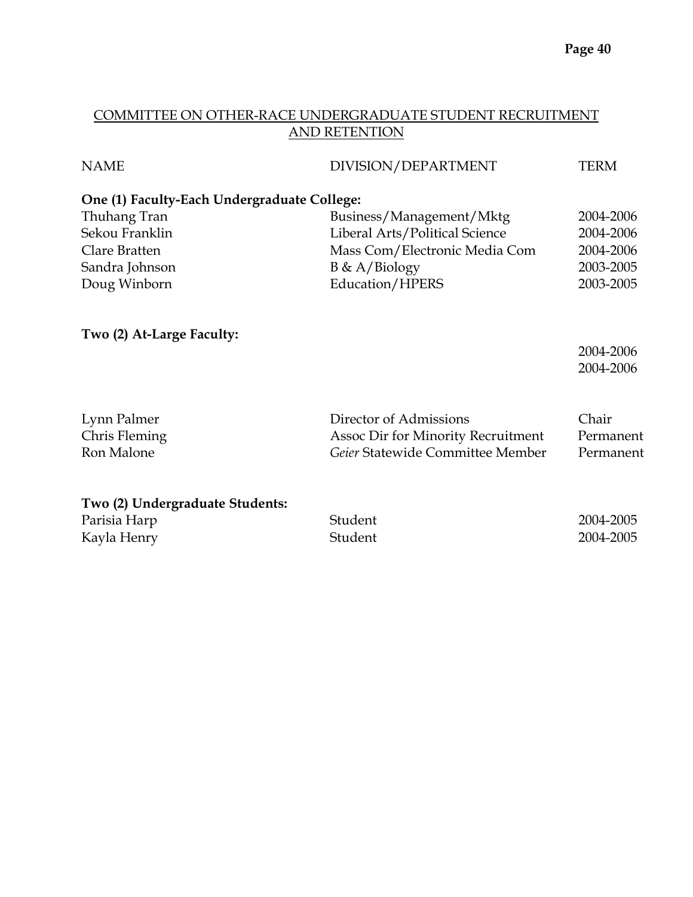## COMMITTEE ON OTHER-RACE UNDERGRADUATE STUDENT RECRUITMENT AND RETENTION

| NAME | DIVISION/DEPARTMENT | TERM |
|---|---|---|
| **One (1) Faculty-Each Undergraduate College:** | | |
| Thuhang Tran | Business/Management/Mktg | 2004-2006 |
| Sekou Franklin | Liberal Arts/Political Science | 2004-2006 |
| Clare Bratten | Mass Com/Electronic Media Com | 2004-2006 |
| Sandra Johnson | B & A/Biology | 2003-2005 |
| Doug Winborn | Education/HPERS | 2003-2005 |
| **Two (2) At-Large Faculty:** | | |
| | | 2004-2006 |
| | | 2004-2006 |
| Lynn Palmer | Director of Admissions | Chair |
| Chris Fleming | Assoc Dir for Minority Recruitment | Permanent |
| Ron Malone | *Geier* Statewide Committee Member | Permanent |
| **Two (2) Undergraduate Students:** | | |
| Parisia Harp | Student | 2004-2005 |
| Kayla Henry | Student | 2004-2005 |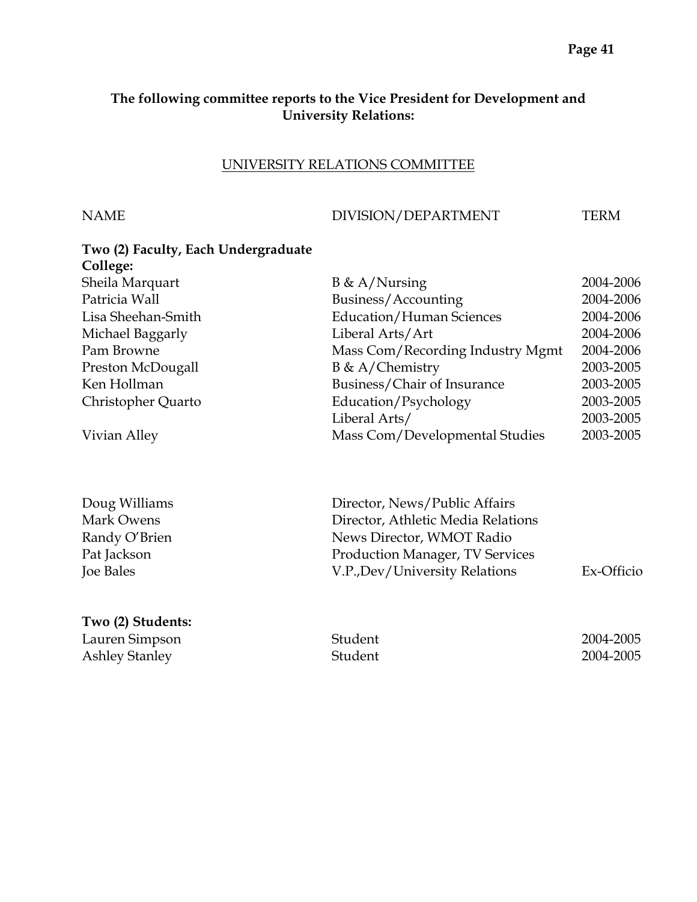**The following committee reports to the Vice President for Development and University Relations:**

## UNIVERSITY RELATIONS COMMITTEE

| NAME | DIVISION/DEPARTMENT | TERM |
|---|---|---|
| **Two (2) Faculty, Each Undergraduate College:** | | |
| Sheila Marquart | B & A/Nursing | 2004-2006 |
| Patricia Wall | Business/Accounting | 2004-2006 |
| Lisa Sheehan-Smith | Education/Human Sciences | 2004-2006 |
| Michael Baggarly | Liberal Arts/Art | 2004-2006 |
| Pam Browne | Mass Com/Recording Industry Mgmt | 2004-2006 |
| Preston McDougall | B & A/Chemistry | 2003-2005 |
| Ken Hollman | Business/Chair of Insurance | 2003-2005 |
| Christopher Quarto | Education/Psychology | 2003-2005 |
| | Liberal Arts/ | 2003-2005 |
| Vivian Alley | Mass Com/Developmental Studies | 2003-2005 |
| | | |
| Doug Williams | Director, News/Public Affairs | |
| Mark Owens | Director, Athletic Media Relations | |
| Randy O'Brien | News Director, WMOT Radio | |
| Pat Jackson | Production Manager, TV Services | |
| Joe Bales | V.P.,Dev/University Relations | Ex-Officio |
| | | |
| **Two (2) Students:** | | |
| Lauren Simpson | Student | 2004-2005 |
| Ashley Stanley | Student | 2004-2005 |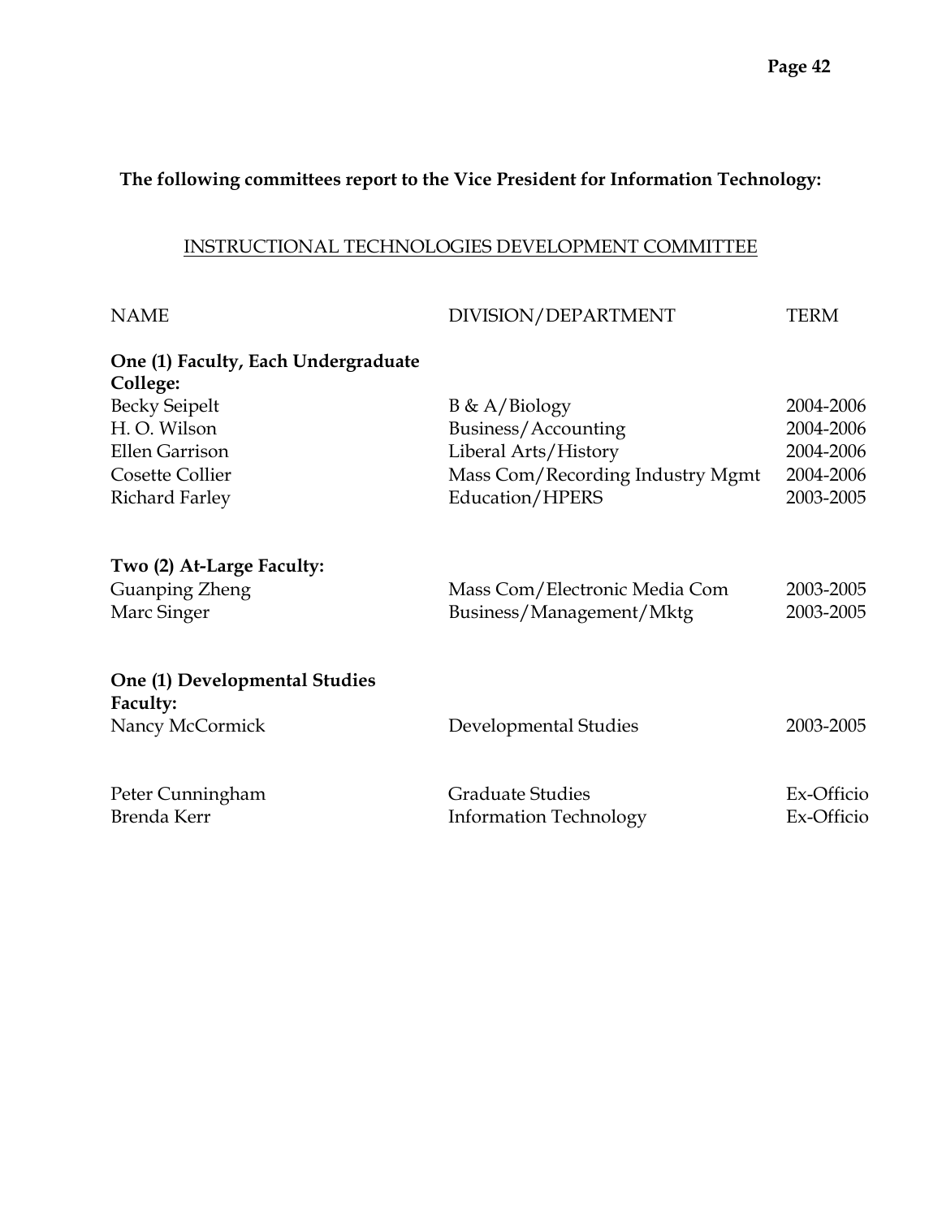**The following committees report to the Vice President for Information Technology:**

INSTRUCTIONAL TECHNOLOGIES DEVELOPMENT COMMITTEE

| NAME | DIVISION/DEPARTMENT | TERM |
|---|---|---|
| **One (1) Faculty, Each Undergraduate College:** | | |
| Becky Seipelt | B & A/Biology | 2004-2006 |
| H. O. Wilson | Business/Accounting | 2004-2006 |
| Ellen Garrison | Liberal Arts/History | 2004-2006 |
| Cosette Collier | Mass Com/Recording Industry Mgmt | 2004-2006 |
| Richard Farley | Education/HPERS | 2003-2005 |
| **Two (2) At-Large Faculty:** | | |
| Guanping Zheng | Mass Com/Electronic Media Com | 2003-2005 |
| Marc Singer | Business/Management/Mktg | 2003-2005 |
| **One (1) Developmental Studies Faculty:** | | |
| Nancy McCormick | Developmental Studies | 2003-2005 |
| Peter Cunningham | Graduate Studies | Ex-Officio |
| Brenda Kerr | Information Technology | Ex-Officio |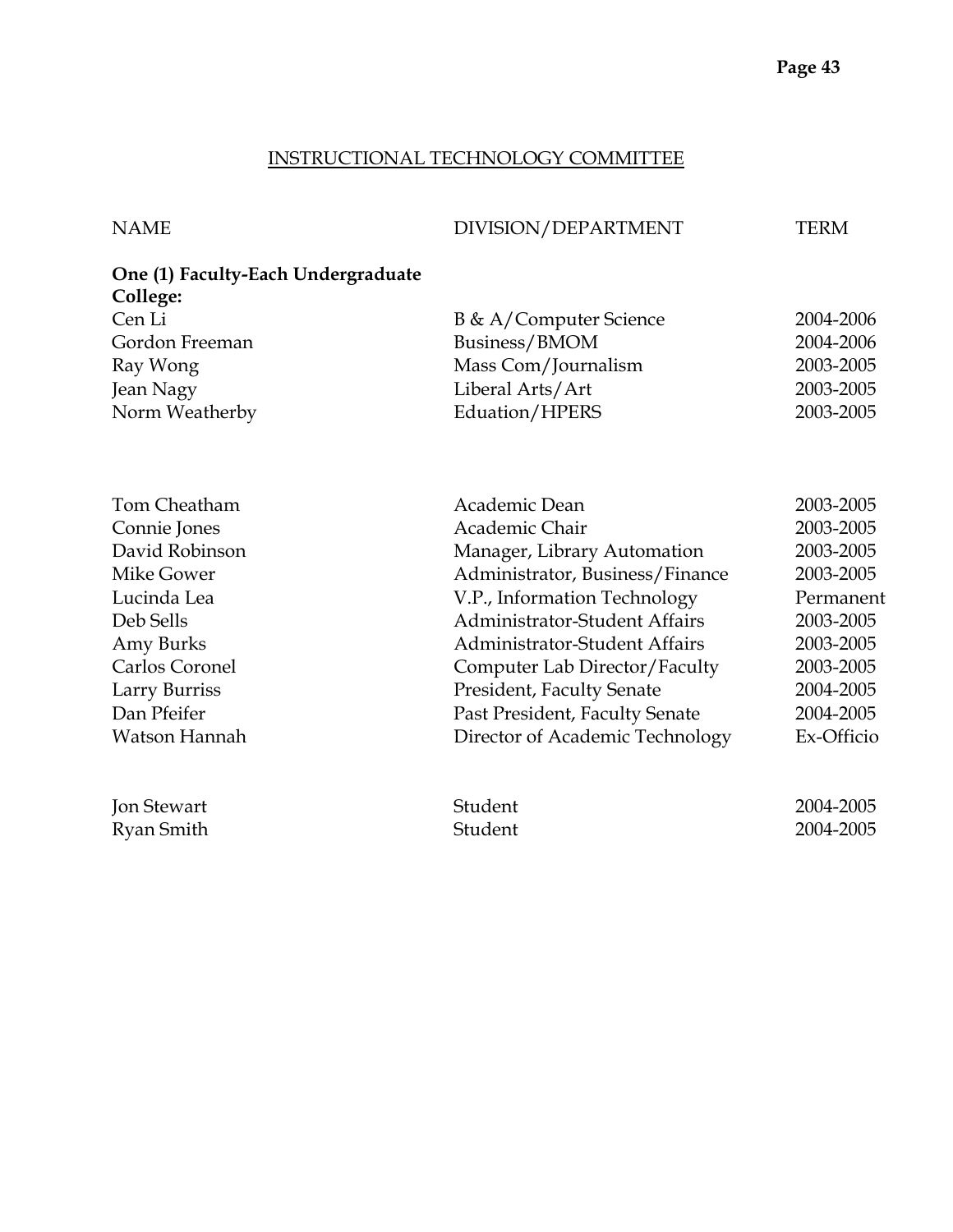## INSTRUCTIONAL TECHNOLOGY COMMITTEE

| NAME | DIVISION/DEPARTMENT | TERM |
|---|---|---|
| **One (1) Faculty-Each Undergraduate College:** | | |
| Cen Li | B & A/Computer Science | 2004-2006 |
| Gordon Freeman | Business/BMOM | 2004-2006 |
| Ray Wong | Mass Com/Journalism | 2003-2005 |
| Jean Nagy | Liberal Arts/Art | 2003-2005 |
| Norm Weatherby | Eduation/HPERS | 2003-2005 |
| | | |
| Tom Cheatham | Academic Dean | 2003-2005 |
| Connie Jones | Academic Chair | 2003-2005 |
| David Robinson | Manager, Library Automation | 2003-2005 |
| Mike Gower | Administrator, Business/Finance | 2003-2005 |
| Lucinda Lea | V.P., Information Technology | Permanent |
| Deb Sells | Administrator-Student Affairs | 2003-2005 |
| Amy Burks | Administrator-Student Affairs | 2003-2005 |
| Carlos Coronel | Computer Lab Director/Faculty | 2003-2005 |
| Larry Burriss | President, Faculty Senate | 2004-2005 |
| Dan Pfeifer | Past President, Faculty Senate | 2004-2005 |
| Watson Hannah | Director of Academic Technology | Ex-Officio |
| | | |
| Jon Stewart | Student | 2004-2005 |
| Ryan Smith | Student | 2004-2005 |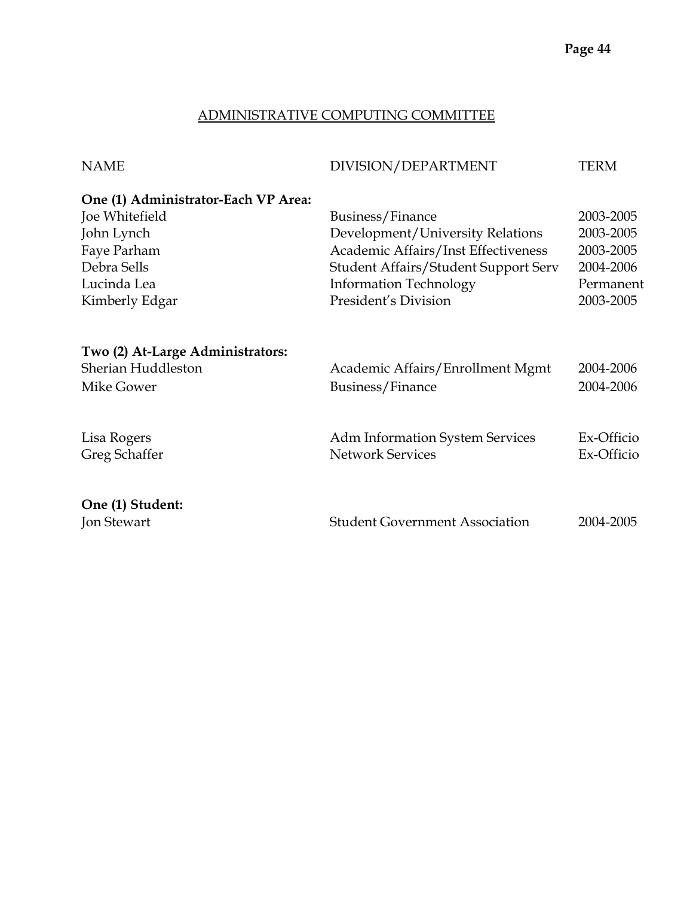## ADMINISTRATIVE COMPUTING COMMITTEE

| NAME | DIVISION/DEPARTMENT | TERM |
|---|---|---|
| **One (1) Administrator-Each VP Area:** | | |
| Joe Whitefield | Business/Finance | 2003-2005 |
| John Lynch | Development/University Relations | 2003-2005 |
| Faye Parham | Academic Affairs/Inst Effectiveness | 2003-2005 |
| Debra Sells | Student Affairs/Student Support Serv | 2004-2006 |
| Lucinda Lea | Information Technology | Permanent |
| Kimberly Edgar | President's Division | 2003-2005 |
| **Two (2) At-Large Administrators:** | | |
| Sherian Huddleston | Academic Affairs/Enrollment Mgmt | 2004-2006 |
| Mike Gower | Business/Finance | 2004-2006 |
| Lisa Rogers | Adm Information System Services | Ex-Officio |
| Greg Schaffer | Network Services | Ex-Officio |
| **One (1) Student:** | | |
| Jon Stewart | Student Government Association | 2004-2005 |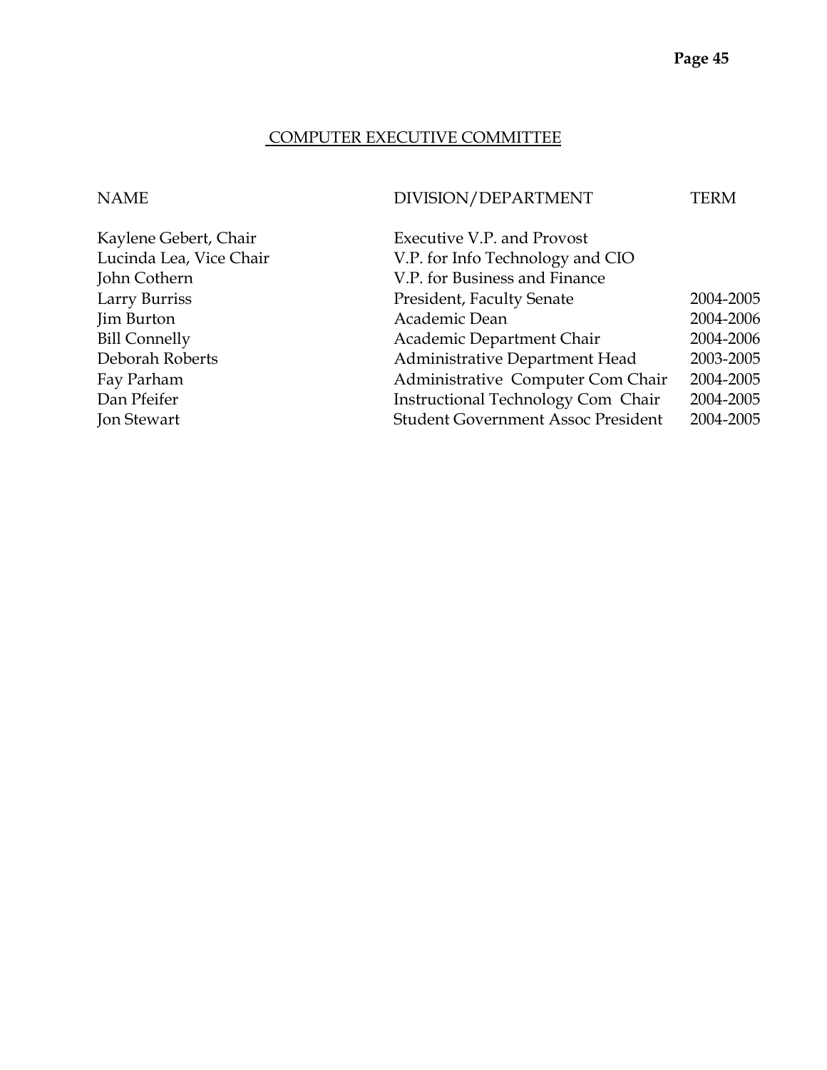## COMPUTER EXECUTIVE COMMITTEE

| NAME | DIVISION/DEPARTMENT | TERM |
|---|---|---|
| Kaylene Gebert, Chair | Executive V.P. and Provost | |
| Lucinda Lea, Vice Chair | V.P. for Info Technology and CIO | |
| John Cothern | V.P. for Business and Finance | |
| Larry Burriss | President, Faculty Senate | 2004-2005 |
| Jim Burton | Academic Dean | 2004-2006 |
| Bill Connelly | Academic Department Chair | 2004-2006 |
| Deborah Roberts | Administrative Department Head | 2003-2005 |
| Fay Parham | Administrative Computer Com Chair | 2004-2005 |
| Dan Pfeifer | Instructional Technology Com Chair | 2004-2005 |
| Jon Stewart | Student Government Assoc President | 2004-2005 |